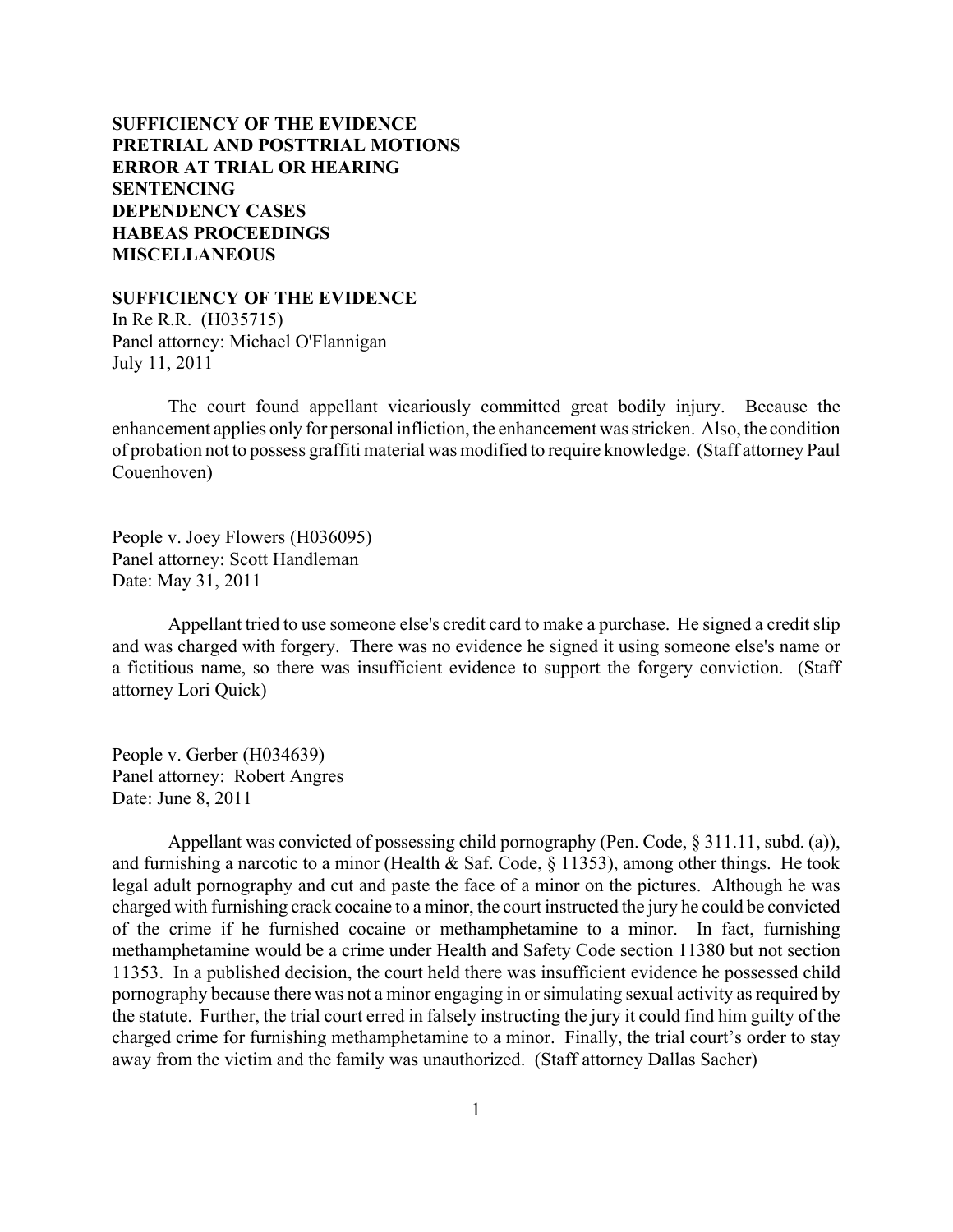**SUFFICIENCY OF THE EVIDENCE**
**PRETRIAL AND POSTTRIAL MOTIONS**
**ERROR AT TRIAL OR HEARING**
**SENTENCING**
**DEPENDENCY CASES**
**HABEAS PROCEEDINGS**
**MISCELLANEOUS**

## SUFFICIENCY OF THE EVIDENCE

In Re R.R. (H035715)
Panel attorney: Michael O'Flannigan
July 11, 2011

The court found appellant vicariously committed great bodily injury. Because the enhancement applies only for personal infliction, the enhancement was stricken. Also, the condition of probation not to possess graffiti material was modified to require knowledge. (Staff attorney Paul Couenhoven)

People v. Joey Flowers (H036095)
Panel attorney: Scott Handleman
Date: May 31, 2011

Appellant tried to use someone else's credit card to make a purchase. He signed a credit slip and was charged with forgery. There was no evidence he signed it using someone else's name or a fictitious name, so there was insufficient evidence to support the forgery conviction. (Staff attorney Lori Quick)

People v. Gerber (H034639)
Panel attorney: Robert Angres
Date: June 8, 2011

Appellant was convicted of possessing child pornography (Pen. Code, § 311.11, subd. (a)), and furnishing a narcotic to a minor (Health & Saf. Code, § 11353), among other things. He took legal adult pornography and cut and paste the face of a minor on the pictures. Although he was charged with furnishing crack cocaine to a minor, the court instructed the jury he could be convicted of the crime if he furnished cocaine or methamphetamine to a minor. In fact, furnishing methamphetamine would be a crime under Health and Safety Code section 11380 but not section 11353. In a published decision, the court held there was insufficient evidence he possessed child pornography because there was not a minor engaging in or simulating sexual activity as required by the statute. Further, the trial court erred in falsely instructing the jury it could find him guilty of the charged crime for furnishing methamphetamine to a minor. Finally, the trial court's order to stay away from the victim and the family was unauthorized. (Staff attorney Dallas Sacher)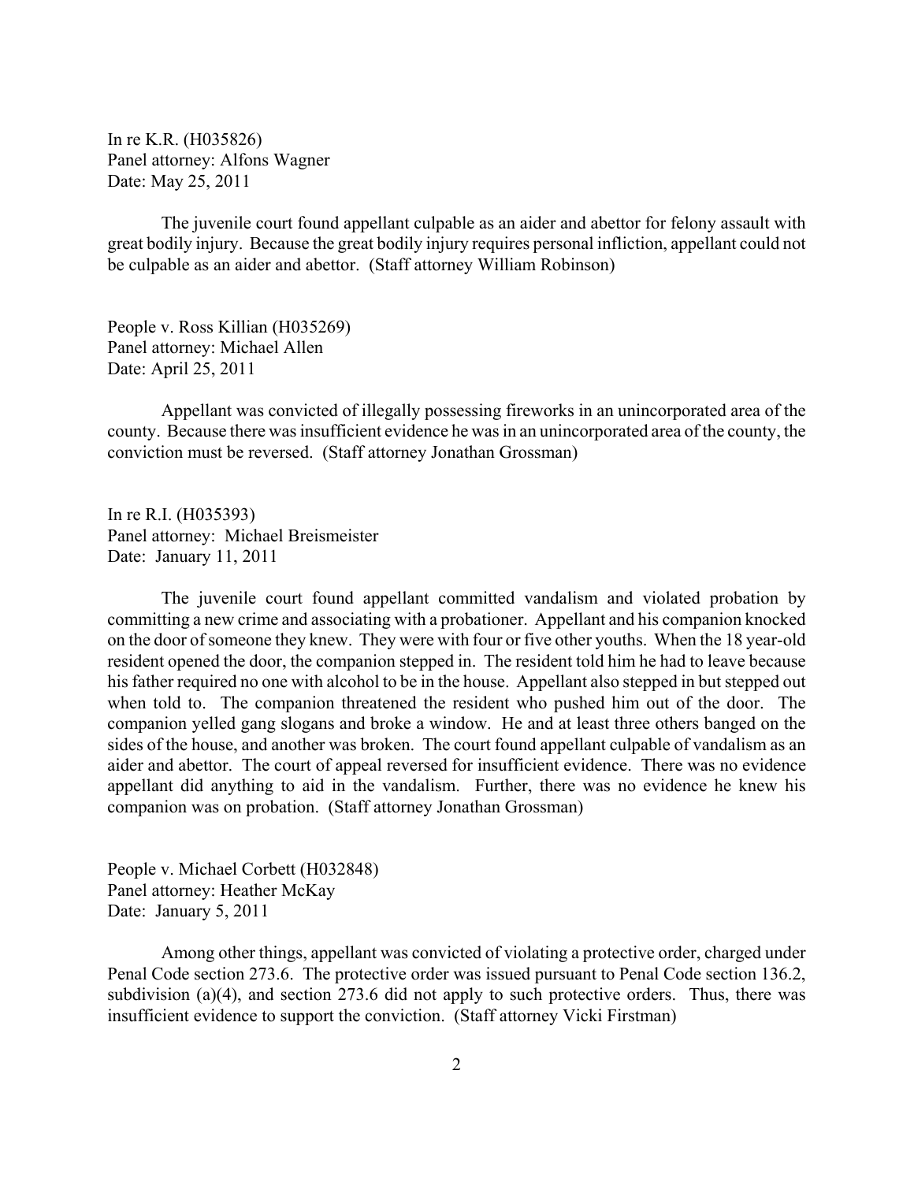In re K.R. (H035826)
Panel attorney: Alfons Wagner
Date: May 25, 2011

The juvenile court found appellant culpable as an aider and abettor for felony assault with great bodily injury. Because the great bodily injury requires personal infliction, appellant could not be culpable as an aider and abettor. (Staff attorney William Robinson)

People v. Ross Killian (H035269)
Panel attorney: Michael Allen
Date: April 25, 2011

Appellant was convicted of illegally possessing fireworks in an unincorporated area of the county. Because there was insufficient evidence he was in an unincorporated area of the county, the conviction must be reversed. (Staff attorney Jonathan Grossman)

In re R.I. (H035393)
Panel attorney: Michael Breismeister
Date: January 11, 2011

The juvenile court found appellant committed vandalism and violated probation by committing a new crime and associating with a probationer. Appellant and his companion knocked on the door of someone they knew. They were with four or five other youths. When the 18 year-old resident opened the door, the companion stepped in. The resident told him he had to leave because his father required no one with alcohol to be in the house. Appellant also stepped in but stepped out when told to. The companion threatened the resident who pushed him out of the door. The companion yelled gang slogans and broke a window. He and at least three others banged on the sides of the house, and another was broken. The court found appellant culpable of vandalism as an aider and abettor. The court of appeal reversed for insufficient evidence. There was no evidence appellant did anything to aid in the vandalism. Further, there was no evidence he knew his companion was on probation. (Staff attorney Jonathan Grossman)

People v. Michael Corbett (H032848)
Panel attorney: Heather McKay
Date: January 5, 2011

Among other things, appellant was convicted of violating a protective order, charged under Penal Code section 273.6. The protective order was issued pursuant to Penal Code section 136.2, subdivision (a)(4), and section 273.6 did not apply to such protective orders. Thus, there was insufficient evidence to support the conviction. (Staff attorney Vicki Firstman)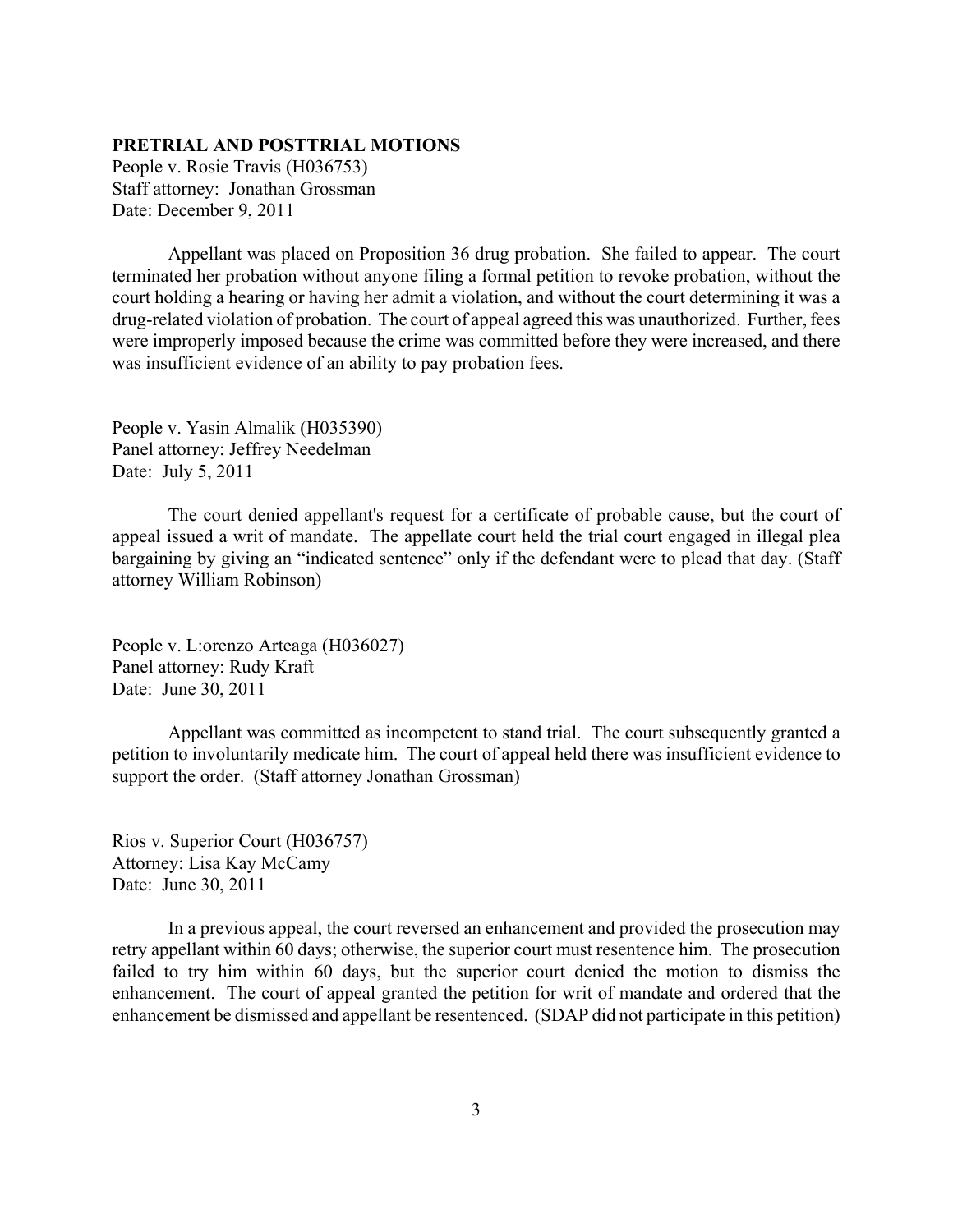**PRETRIAL AND POSTTRIAL MOTIONS**

People v. Rosie Travis (H036753)
Staff attorney: Jonathan Grossman
Date: December 9, 2011

Appellant was placed on Proposition 36 drug probation. She failed to appear. The court terminated her probation without anyone filing a formal petition to revoke probation, without the court holding a hearing or having her admit a violation, and without the court determining it was a drug-related violation of probation. The court of appeal agreed this was unauthorized. Further, fees were improperly imposed because the crime was committed before they were increased, and there was insufficient evidence of an ability to pay probation fees.

People v. Yasin Almalik (H035390)
Panel attorney: Jeffrey Needelman
Date: July 5, 2011

The court denied appellant's request for a certificate of probable cause, but the court of appeal issued a writ of mandate. The appellate court held the trial court engaged in illegal plea bargaining by giving an "indicated sentence" only if the defendant were to plead that day. (Staff attorney William Robinson)

People v. L:orenzo Arteaga (H036027)
Panel attorney: Rudy Kraft
Date: June 30, 2011

Appellant was committed as incompetent to stand trial. The court subsequently granted a petition to involuntarily medicate him. The court of appeal held there was insufficient evidence to support the order. (Staff attorney Jonathan Grossman)

Rios v. Superior Court (H036757)
Attorney: Lisa Kay McCamy
Date: June 30, 2011

In a previous appeal, the court reversed an enhancement and provided the prosecution may retry appellant within 60 days; otherwise, the superior court must resentence him. The prosecution failed to try him within 60 days, but the superior court denied the motion to dismiss the enhancement. The court of appeal granted the petition for writ of mandate and ordered that the enhancement be dismissed and appellant be resentenced. (SDAP did not participate in this petition)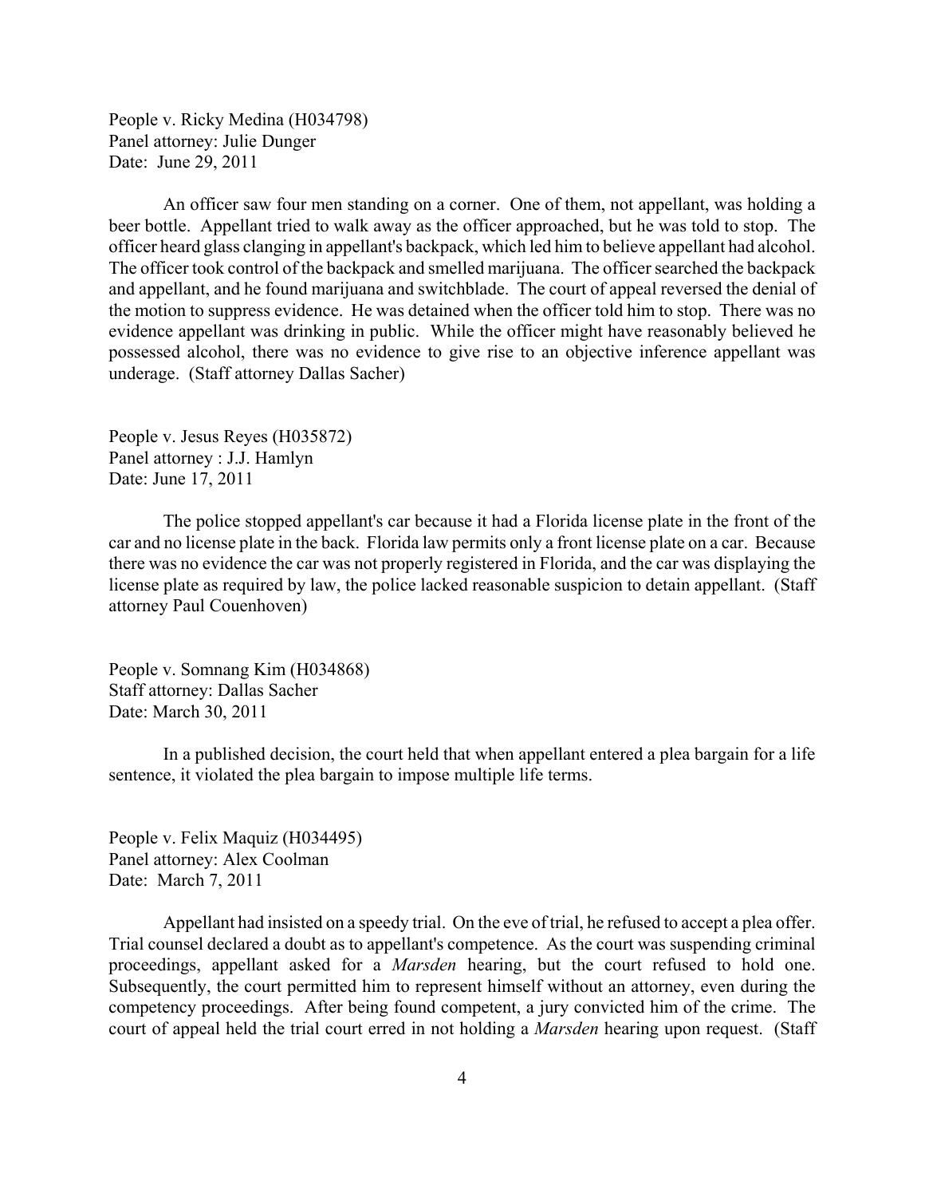People v. Ricky Medina (H034798)
Panel attorney: Julie Dunger
Date: June 29, 2011

An officer saw four men standing on a corner. One of them, not appellant, was holding a beer bottle. Appellant tried to walk away as the officer approached, but he was told to stop. The officer heard glass clanging in appellant's backpack, which led him to believe appellant had alcohol. The officer took control of the backpack and smelled marijuana. The officer searched the backpack and appellant, and he found marijuana and switchblade. The court of appeal reversed the denial of the motion to suppress evidence. He was detained when the officer told him to stop. There was no evidence appellant was drinking in public. While the officer might have reasonably believed he possessed alcohol, there was no evidence to give rise to an objective inference appellant was underage. (Staff attorney Dallas Sacher)

People v. Jesus Reyes (H035872)
Panel attorney : J.J. Hamlyn
Date: June 17, 2011

The police stopped appellant's car because it had a Florida license plate in the front of the car and no license plate in the back. Florida law permits only a front license plate on a car. Because there was no evidence the car was not properly registered in Florida, and the car was displaying the license plate as required by law, the police lacked reasonable suspicion to detain appellant. (Staff attorney Paul Couenhoven)

People v. Somnang Kim (H034868)
Staff attorney: Dallas Sacher
Date: March 30, 2011

In a published decision, the court held that when appellant entered a plea bargain for a life sentence, it violated the plea bargain to impose multiple life terms.

People v. Felix Maquiz (H034495)
Panel attorney: Alex Coolman
Date: March 7, 2011

Appellant had insisted on a speedy trial. On the eve of trial, he refused to accept a plea offer. Trial counsel declared a doubt as to appellant's competence. As the court was suspending criminal proceedings, appellant asked for a *Marsden* hearing, but the court refused to hold one. Subsequently, the court permitted him to represent himself without an attorney, even during the competency proceedings. After being found competent, a jury convicted him of the crime. The court of appeal held the trial court erred in not holding a *Marsden* hearing upon request. (Staff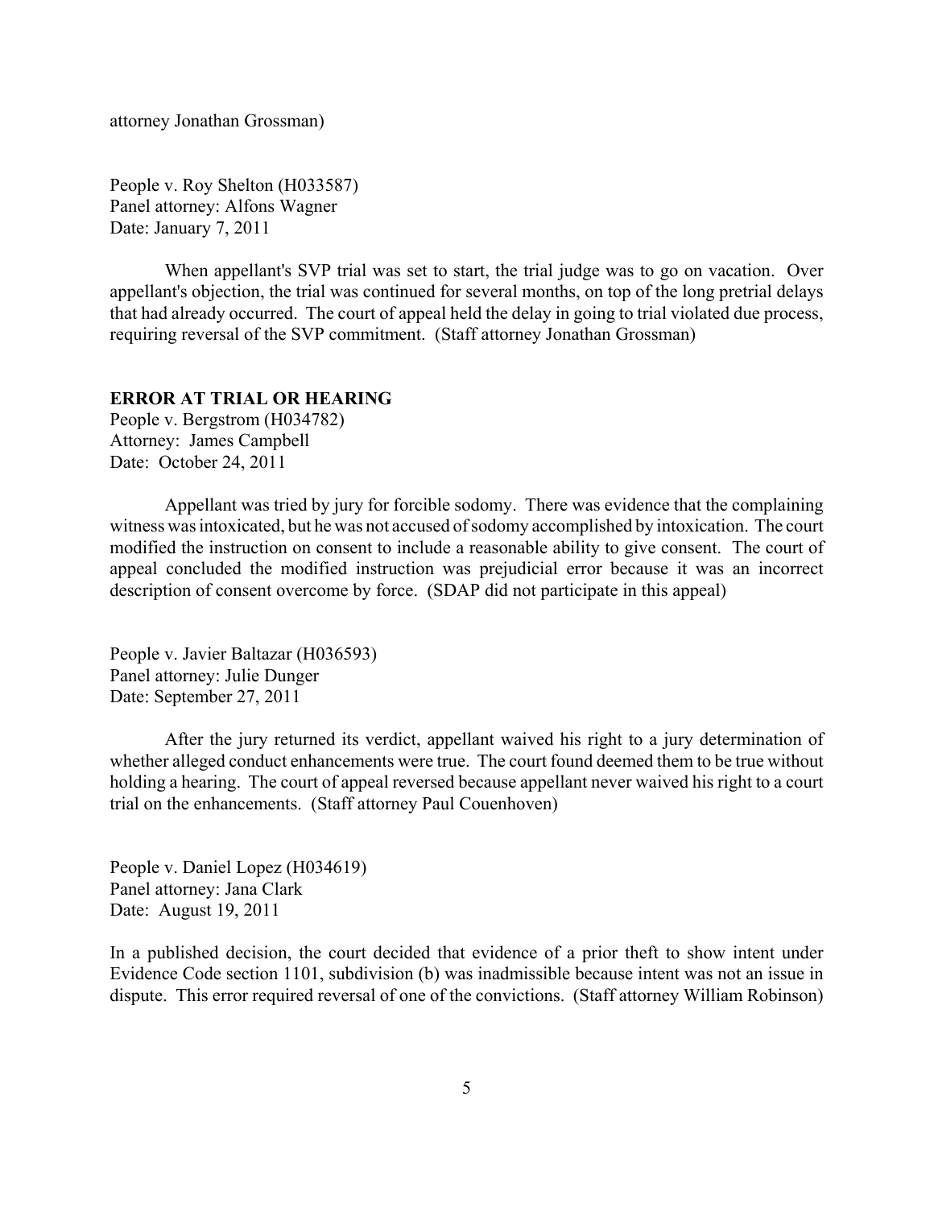attorney Jonathan Grossman)

People v. Roy Shelton (H033587)
Panel attorney: Alfons Wagner
Date: January 7, 2011

When appellant's SVP trial was set to start, the trial judge was to go on vacation. Over appellant's objection, the trial was continued for several months, on top of the long pretrial delays that had already occurred. The court of appeal held the delay in going to trial violated due process, requiring reversal of the SVP commitment. (Staff attorney Jonathan Grossman)

**ERROR AT TRIAL OR HEARING**

People v. Bergstrom (H034782)
Attorney: James Campbell
Date: October 24, 2011

Appellant was tried by jury for forcible sodomy. There was evidence that the complaining witness was intoxicated, but he was not accused of sodomy accomplished by intoxication. The court modified the instruction on consent to include a reasonable ability to give consent. The court of appeal concluded the modified instruction was prejudicial error because it was an incorrect description of consent overcome by force. (SDAP did not participate in this appeal)

People v. Javier Baltazar (H036593)
Panel attorney: Julie Dunger
Date: September 27, 2011

After the jury returned its verdict, appellant waived his right to a jury determination of whether alleged conduct enhancements were true. The court found deemed them to be true without holding a hearing. The court of appeal reversed because appellant never waived his right to a court trial on the enhancements. (Staff attorney Paul Couenhoven)

People v. Daniel Lopez (H034619)
Panel attorney: Jana Clark
Date: August 19, 2011

In a published decision, the court decided that evidence of a prior theft to show intent under Evidence Code section 1101, subdivision (b) was inadmissible because intent was not an issue in dispute. This error required reversal of one of the convictions. (Staff attorney William Robinson)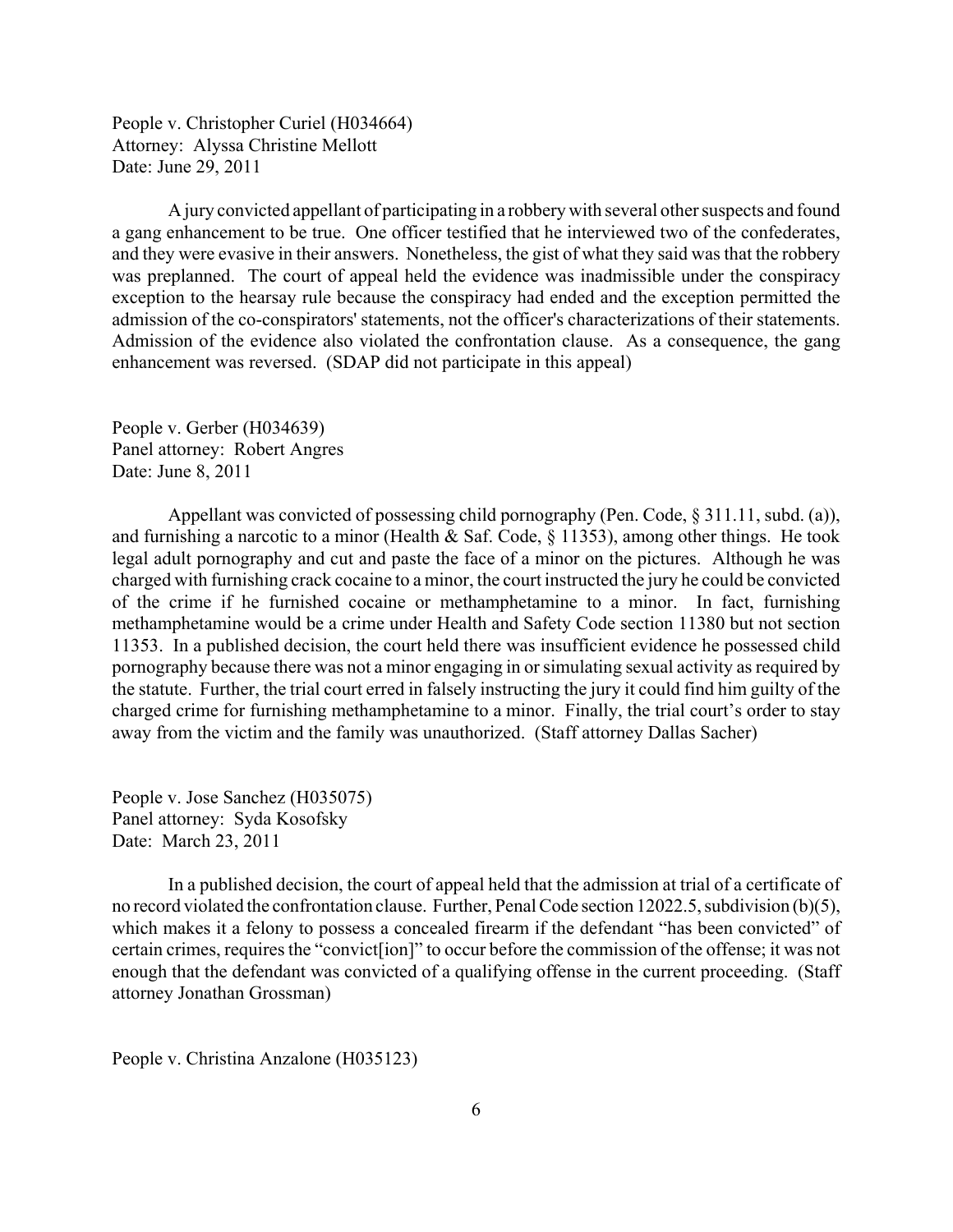People v. Christopher Curiel (H034664)
Attorney: Alyssa Christine Mellott
Date: June 29, 2011

A jury convicted appellant of participating in a robbery with several other suspects and found a gang enhancement to be true. One officer testified that he interviewed two of the confederates, and they were evasive in their answers. Nonetheless, the gist of what they said was that the robbery was preplanned. The court of appeal held the evidence was inadmissible under the conspiracy exception to the hearsay rule because the conspiracy had ended and the exception permitted the admission of the co-conspirators' statements, not the officer's characterizations of their statements. Admission of the evidence also violated the confrontation clause. As a consequence, the gang enhancement was reversed. (SDAP did not participate in this appeal)

People v. Gerber (H034639)
Panel attorney: Robert Angres
Date: June 8, 2011

Appellant was convicted of possessing child pornography (Pen. Code, § 311.11, subd. (a)), and furnishing a narcotic to a minor (Health & Saf. Code, § 11353), among other things. He took legal adult pornography and cut and paste the face of a minor on the pictures. Although he was charged with furnishing crack cocaine to a minor, the court instructed the jury he could be convicted of the crime if he furnished cocaine or methamphetamine to a minor. In fact, furnishing methamphetamine would be a crime under Health and Safety Code section 11380 but not section 11353. In a published decision, the court held there was insufficient evidence he possessed child pornography because there was not a minor engaging in or simulating sexual activity as required by the statute. Further, the trial court erred in falsely instructing the jury it could find him guilty of the charged crime for furnishing methamphetamine to a minor. Finally, the trial court's order to stay away from the victim and the family was unauthorized. (Staff attorney Dallas Sacher)

People v. Jose Sanchez (H035075)
Panel attorney: Syda Kosofsky
Date: March 23, 2011

In a published decision, the court of appeal held that the admission at trial of a certificate of no record violated the confrontation clause. Further, Penal Code section 12022.5, subdivision (b)(5), which makes it a felony to possess a concealed firearm if the defendant "has been convicted" of certain crimes, requires the "convict[ion]" to occur before the commission of the offense; it was not enough that the defendant was convicted of a qualifying offense in the current proceeding. (Staff attorney Jonathan Grossman)

People v. Christina Anzalone (H035123)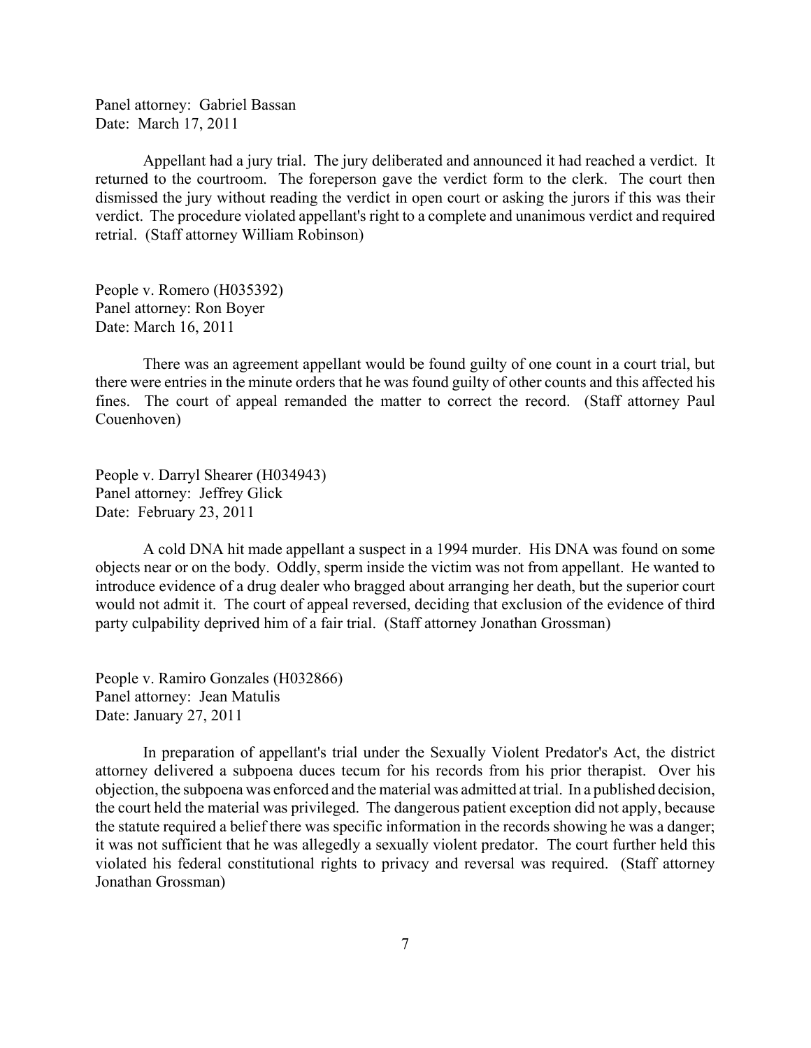Panel attorney: Gabriel Bassan
Date: March 17, 2011

Appellant had a jury trial. The jury deliberated and announced it had reached a verdict. It returned to the courtroom. The foreperson gave the verdict form to the clerk. The court then dismissed the jury without reading the verdict in open court or asking the jurors if this was their verdict. The procedure violated appellant's right to a complete and unanimous verdict and required retrial. (Staff attorney William Robinson)

People v. Romero (H035392)
Panel attorney: Ron Boyer
Date: March 16, 2011

There was an agreement appellant would be found guilty of one count in a court trial, but there were entries in the minute orders that he was found guilty of other counts and this affected his fines. The court of appeal remanded the matter to correct the record. (Staff attorney Paul Couenhoven)

People v. Darryl Shearer (H034943)
Panel attorney: Jeffrey Glick
Date: February 23, 2011

A cold DNA hit made appellant a suspect in a 1994 murder. His DNA was found on some objects near or on the body. Oddly, sperm inside the victim was not from appellant. He wanted to introduce evidence of a drug dealer who bragged about arranging her death, but the superior court would not admit it. The court of appeal reversed, deciding that exclusion of the evidence of third party culpability deprived him of a fair trial. (Staff attorney Jonathan Grossman)

People v. Ramiro Gonzales (H032866)
Panel attorney: Jean Matulis
Date: January 27, 2011

In preparation of appellant's trial under the Sexually Violent Predator's Act, the district attorney delivered a subpoena duces tecum for his records from his prior therapist. Over his objection, the subpoena was enforced and the material was admitted at trial. In a published decision, the court held the material was privileged. The dangerous patient exception did not apply, because the statute required a belief there was specific information in the records showing he was a danger; it was not sufficient that he was allegedly a sexually violent predator. The court further held this violated his federal constitutional rights to privacy and reversal was required. (Staff attorney Jonathan Grossman)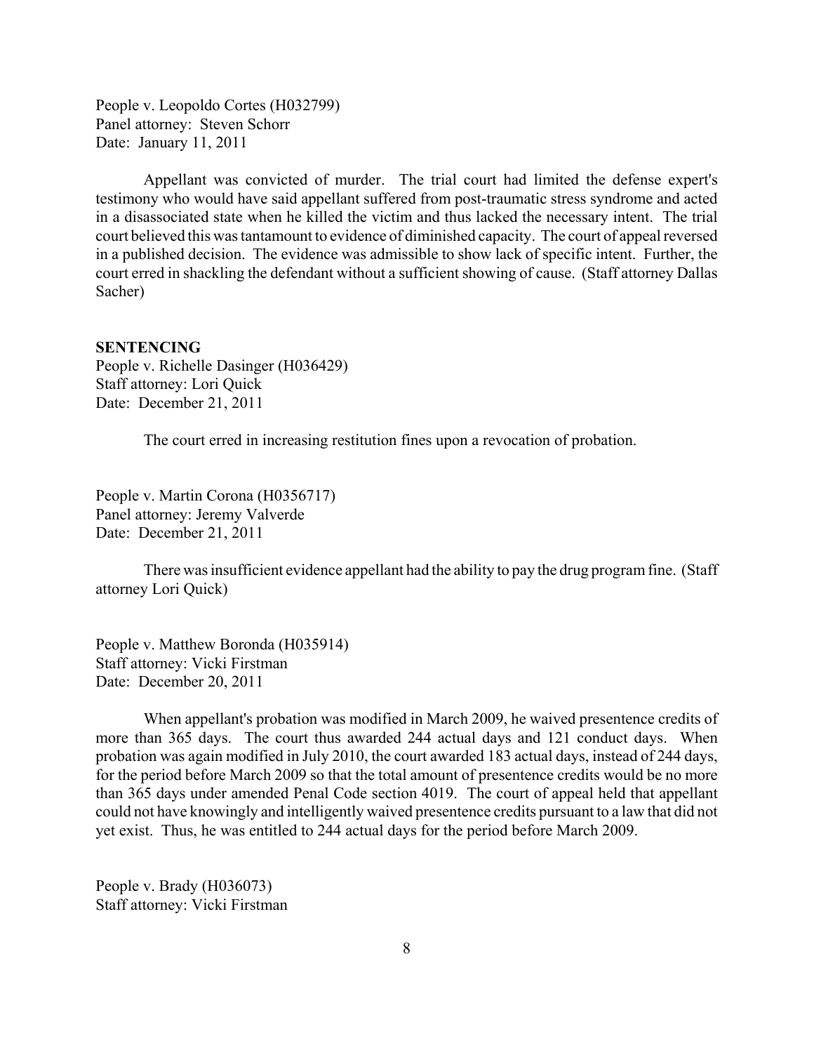People v. Leopoldo Cortes (H032799)
Panel attorney: Steven Schorr
Date: January 11, 2011

Appellant was convicted of murder. The trial court had limited the defense expert's testimony who would have said appellant suffered from post-traumatic stress syndrome and acted in a disassociated state when he killed the victim and thus lacked the necessary intent. The trial court believed this was tantamount to evidence of diminished capacity. The court of appeal reversed in a published decision. The evidence was admissible to show lack of specific intent. Further, the court erred in shackling the defendant without a sufficient showing of cause. (Staff attorney Dallas Sacher)

**SENTENCING**

People v. Richelle Dasinger (H036429)
Staff attorney: Lori Quick
Date: December 21, 2011

The court erred in increasing restitution fines upon a revocation of probation.

People v. Martin Corona (H0356717)
Panel attorney: Jeremy Valverde
Date: December 21, 2011

There was insufficient evidence appellant had the ability to pay the drug program fine. (Staff attorney Lori Quick)

People v. Matthew Boronda (H035914)
Staff attorney: Vicki Firstman
Date: December 20, 2011

When appellant's probation was modified in March 2009, he waived presentence credits of more than 365 days. The court thus awarded 244 actual days and 121 conduct days. When probation was again modified in July 2010, the court awarded 183 actual days, instead of 244 days, for the period before March 2009 so that the total amount of presentence credits would be no more than 365 days under amended Penal Code section 4019. The court of appeal held that appellant could not have knowingly and intelligently waived presentence credits pursuant to a law that did not yet exist. Thus, he was entitled to 244 actual days for the period before March 2009.

People v. Brady (H036073)
Staff attorney: Vicki Firstman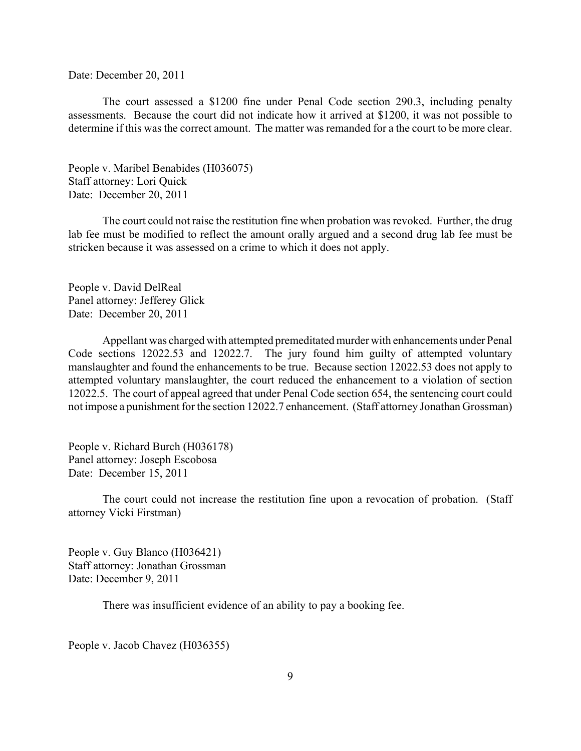Date: December 20, 2011

The court assessed a $1200 fine under Penal Code section 290.3, including penalty assessments. Because the court did not indicate how it arrived at $1200, it was not possible to determine if this was the correct amount. The matter was remanded for a the court to be more clear.

People v. Maribel Benabides (H036075)
Staff attorney: Lori Quick
Date: December 20, 2011

The court could not raise the restitution fine when probation was revoked. Further, the drug lab fee must be modified to reflect the amount orally argued and a second drug lab fee must be stricken because it was assessed on a crime to which it does not apply.

People v. David DelReal
Panel attorney: Jefferey Glick
Date: December 20, 2011

Appellant was charged with attempted premeditated murder with enhancements under Penal Code sections 12022.53 and 12022.7. The jury found him guilty of attempted voluntary manslaughter and found the enhancements to be true. Because section 12022.53 does not apply to attempted voluntary manslaughter, the court reduced the enhancement to a violation of section 12022.5. The court of appeal agreed that under Penal Code section 654, the sentencing court could not impose a punishment for the section 12022.7 enhancement. (Staff attorney Jonathan Grossman)

People v. Richard Burch (H036178)
Panel attorney: Joseph Escobosa
Date: December 15, 2011

The court could not increase the restitution fine upon a revocation of probation. (Staff attorney Vicki Firstman)

People v. Guy Blanco (H036421)
Staff attorney: Jonathan Grossman
Date: December 9, 2011

There was insufficient evidence of an ability to pay a booking fee.

People v. Jacob Chavez (H036355)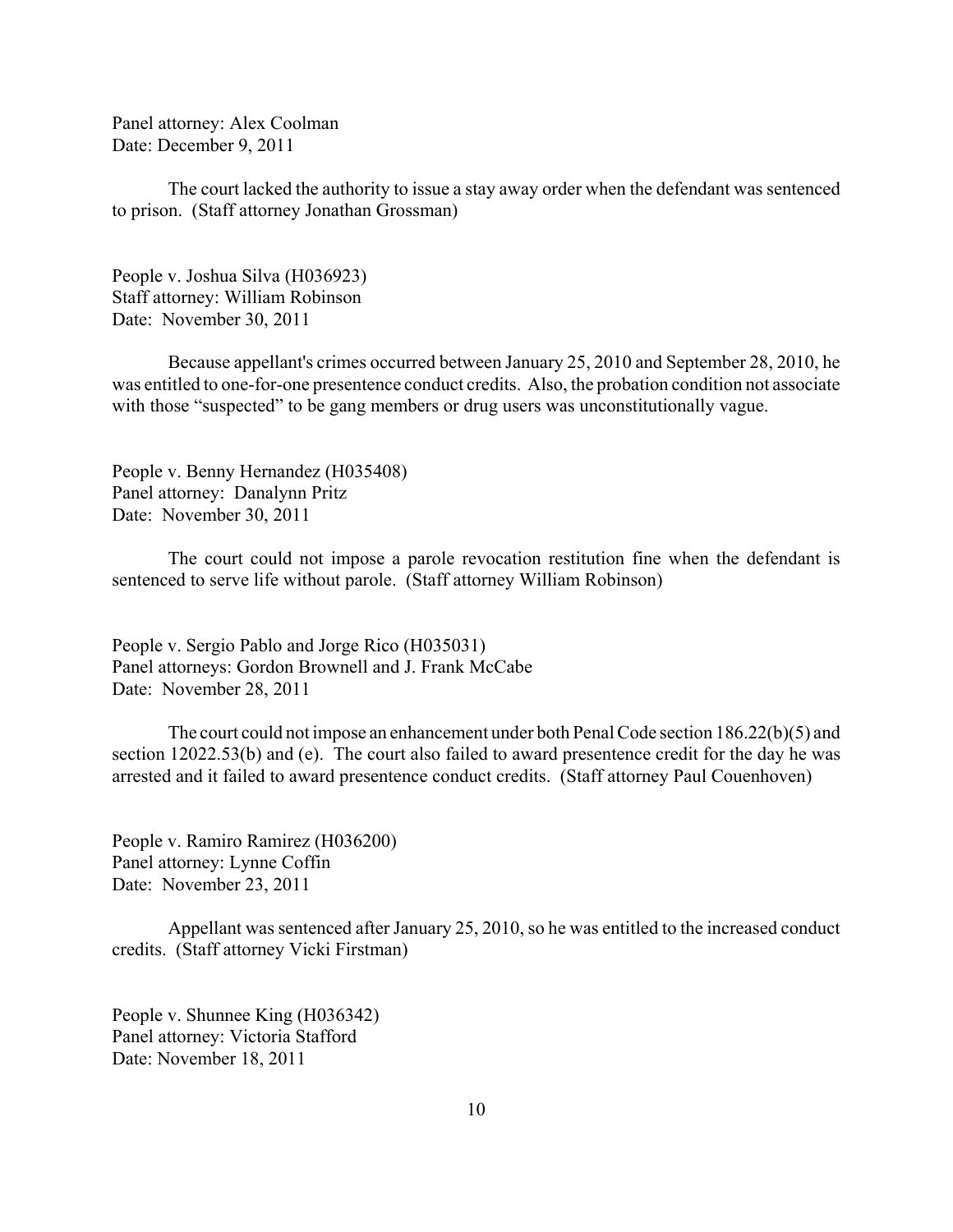Panel attorney: Alex Coolman
Date: December 9, 2011

The court lacked the authority to issue a stay away order when the defendant was sentenced to prison. (Staff attorney Jonathan Grossman)

People v. Joshua Silva (H036923)
Staff attorney: William Robinson
Date: November 30, 2011

Because appellant's crimes occurred between January 25, 2010 and September 28, 2010, he was entitled to one-for-one presentence conduct credits. Also, the probation condition not associate with those "suspected" to be gang members or drug users was unconstitutionally vague.

People v. Benny Hernandez (H035408)
Panel attorney: Danalynn Pritz
Date: November 30, 2011

The court could not impose a parole revocation restitution fine when the defendant is sentenced to serve life without parole. (Staff attorney William Robinson)

People v. Sergio Pablo and Jorge Rico (H035031)
Panel attorneys: Gordon Brownell and J. Frank McCabe
Date: November 28, 2011

The court could not impose an enhancement under both Penal Code section 186.22(b)(5) and section 12022.53(b) and (e). The court also failed to award presentence credit for the day he was arrested and it failed to award presentence conduct credits. (Staff attorney Paul Couenhoven)

People v. Ramiro Ramirez (H036200)
Panel attorney: Lynne Coffin
Date: November 23, 2011

Appellant was sentenced after January 25, 2010, so he was entitled to the increased conduct credits. (Staff attorney Vicki Firstman)

People v. Shunnee King (H036342)
Panel attorney: Victoria Stafford
Date: November 18, 2011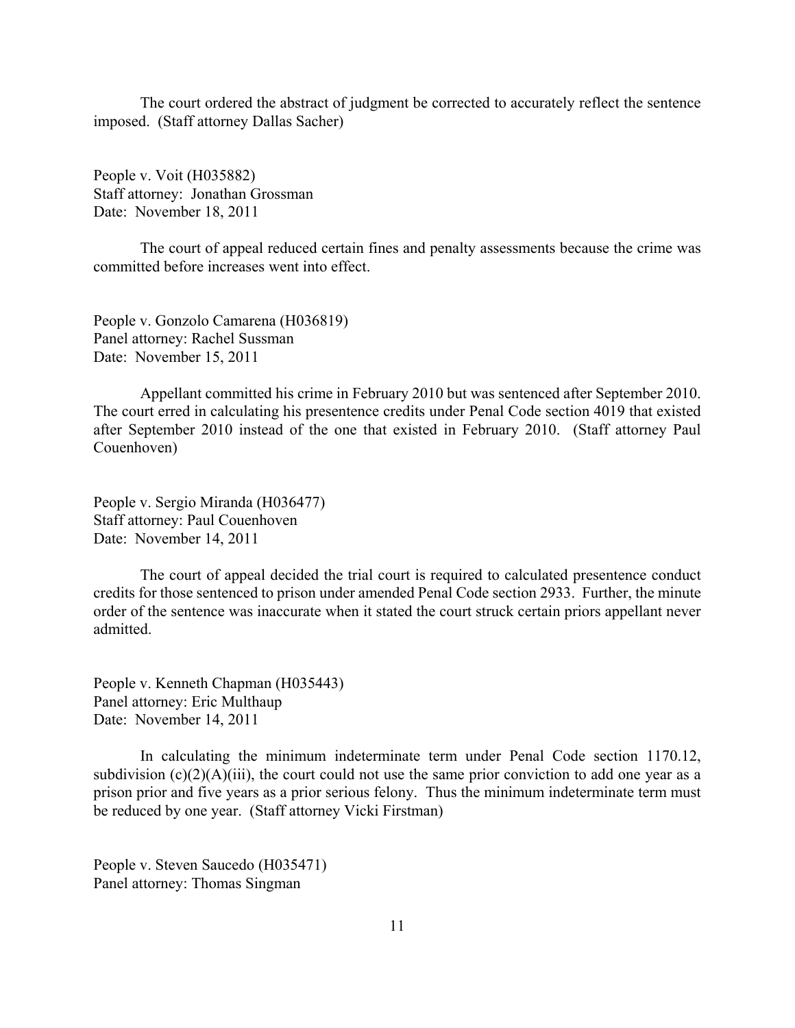The court ordered the abstract of judgment be corrected to accurately reflect the sentence imposed. (Staff attorney Dallas Sacher)

People v. Voit (H035882)
Staff attorney: Jonathan Grossman
Date: November 18, 2011

The court of appeal reduced certain fines and penalty assessments because the crime was committed before increases went into effect.

People v. Gonzolo Camarena (H036819)
Panel attorney: Rachel Sussman
Date: November 15, 2011

Appellant committed his crime in February 2010 but was sentenced after September 2010. The court erred in calculating his presentence credits under Penal Code section 4019 that existed after September 2010 instead of the one that existed in February 2010. (Staff attorney Paul Couenhoven)

People v. Sergio Miranda (H036477)
Staff attorney: Paul Couenhoven
Date: November 14, 2011

The court of appeal decided the trial court is required to calculated presentence conduct credits for those sentenced to prison under amended Penal Code section 2933. Further, the minute order of the sentence was inaccurate when it stated the court struck certain priors appellant never admitted.

People v. Kenneth Chapman (H035443)
Panel attorney: Eric Multhaup
Date: November 14, 2011

In calculating the minimum indeterminate term under Penal Code section 1170.12, subdivision (c)(2)(A)(iii), the court could not use the same prior conviction to add one year as a prison prior and five years as a prior serious felony. Thus the minimum indeterminate term must be reduced by one year. (Staff attorney Vicki Firstman)

People v. Steven Saucedo (H035471)
Panel attorney: Thomas Singman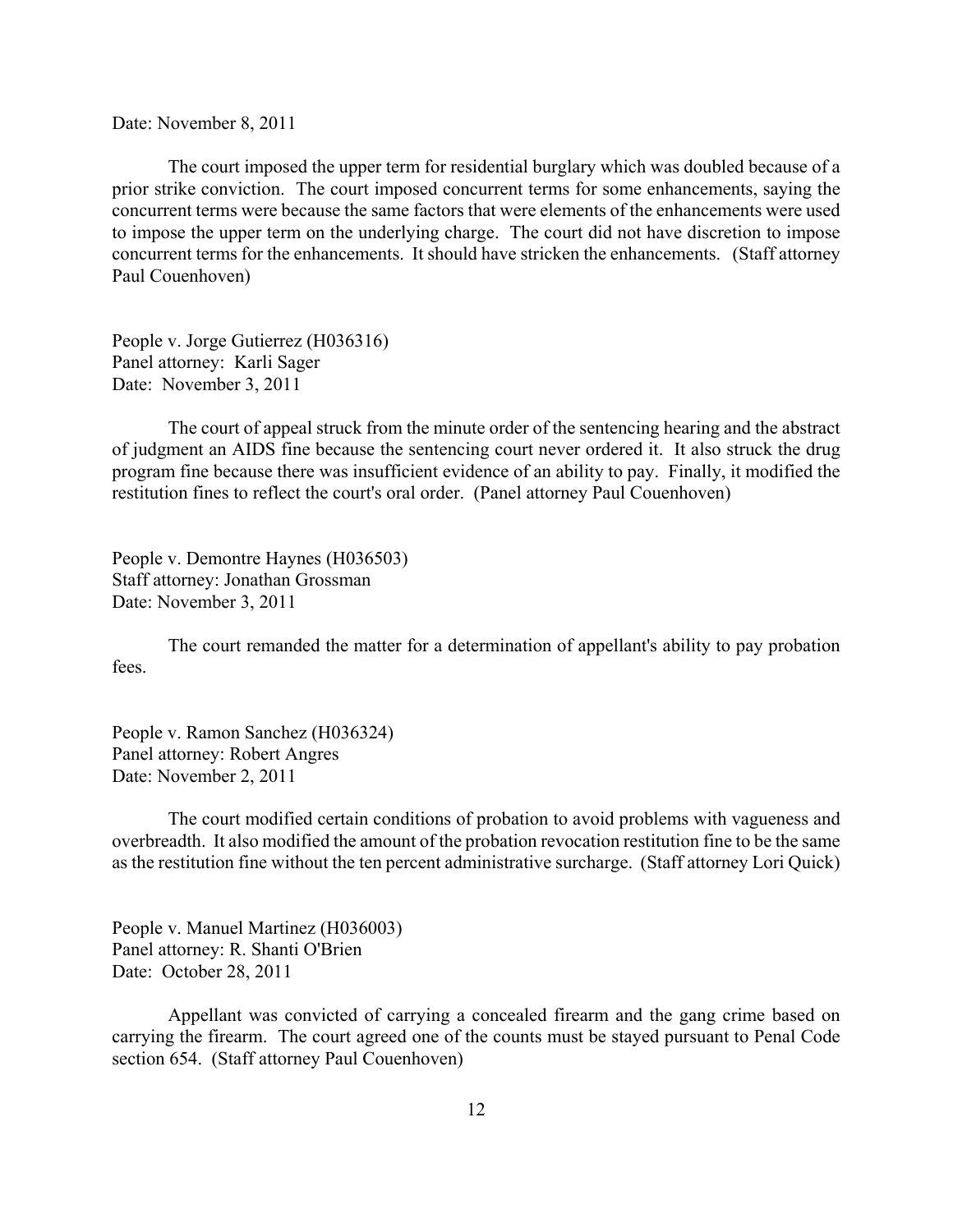Date: November 8, 2011

The court imposed the upper term for residential burglary which was doubled because of a prior strike conviction. The court imposed concurrent terms for some enhancements, saying the concurrent terms were because the same factors that were elements of the enhancements were used to impose the upper term on the underlying charge. The court did not have discretion to impose concurrent terms for the enhancements. It should have stricken the enhancements. (Staff attorney Paul Couenhoven)

People v. Jorge Gutierrez (H036316)
Panel attorney: Karli Sager
Date: November 3, 2011

The court of appeal struck from the minute order of the sentencing hearing and the abstract of judgment an AIDS fine because the sentencing court never ordered it. It also struck the drug program fine because there was insufficient evidence of an ability to pay. Finally, it modified the restitution fines to reflect the court's oral order. (Panel attorney Paul Couenhoven)

People v. Demontre Haynes (H036503)
Staff attorney: Jonathan Grossman
Date: November 3, 2011

The court remanded the matter for a determination of appellant's ability to pay probation fees.

People v. Ramon Sanchez (H036324)
Panel attorney: Robert Angres
Date: November 2, 2011

The court modified certain conditions of probation to avoid problems with vagueness and overbreadth. It also modified the amount of the probation revocation restitution fine to be the same as the restitution fine without the ten percent administrative surcharge. (Staff attorney Lori Quick)

People v. Manuel Martinez (H036003)
Panel attorney: R. Shanti O'Brien
Date: October 28, 2011

Appellant was convicted of carrying a concealed firearm and the gang crime based on carrying the firearm. The court agreed one of the counts must be stayed pursuant to Penal Code section 654. (Staff attorney Paul Couenhoven)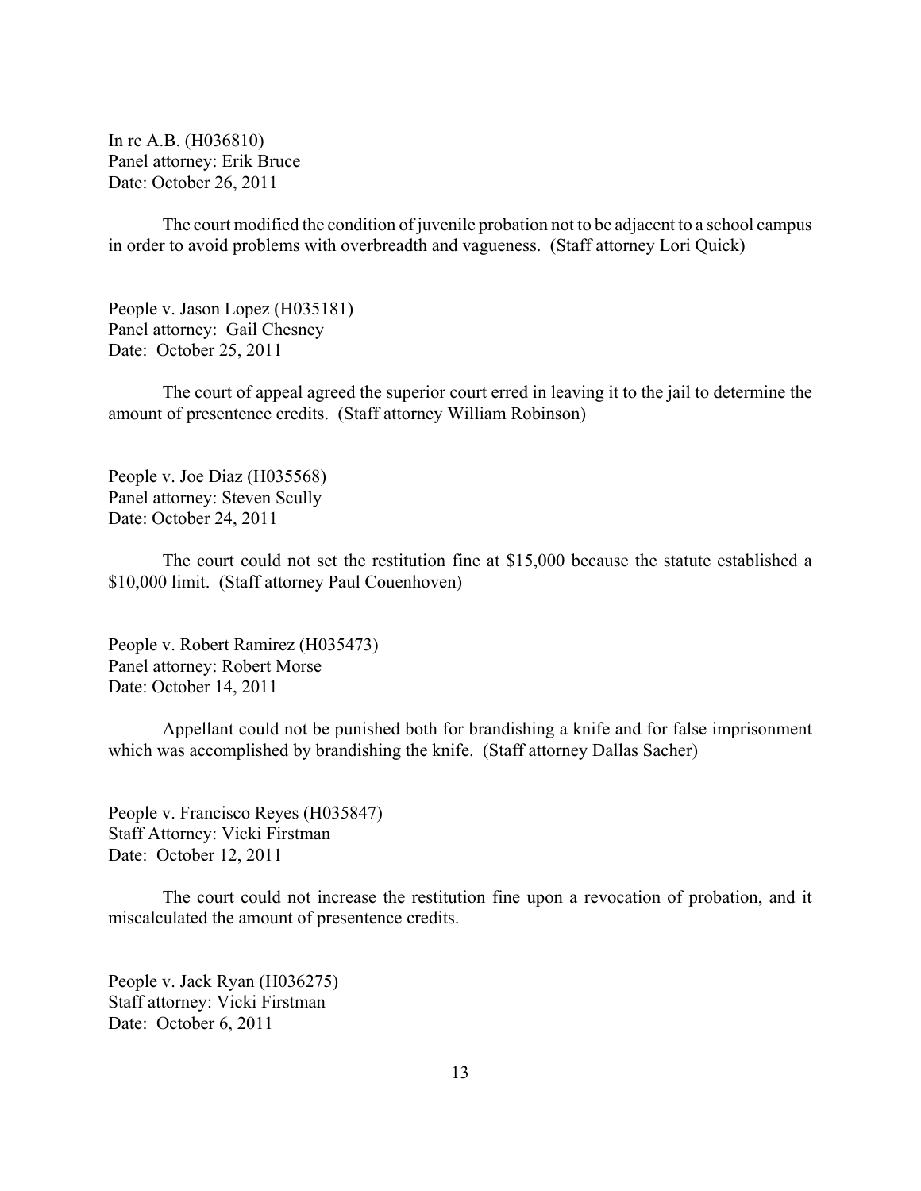In re A.B. (H036810)
Panel attorney: Erik Bruce
Date: October 26, 2011

The court modified the condition of juvenile probation not to be adjacent to a school campus in order to avoid problems with overbreadth and vagueness. (Staff attorney Lori Quick)

People v. Jason Lopez (H035181)
Panel attorney: Gail Chesney
Date: October 25, 2011

The court of appeal agreed the superior court erred in leaving it to the jail to determine the amount of presentence credits. (Staff attorney William Robinson)

People v. Joe Diaz (H035568)
Panel attorney: Steven Scully
Date: October 24, 2011

The court could not set the restitution fine at $15,000 because the statute established a $10,000 limit. (Staff attorney Paul Couenhoven)

People v. Robert Ramirez (H035473)
Panel attorney: Robert Morse
Date: October 14, 2011

Appellant could not be punished both for brandishing a knife and for false imprisonment which was accomplished by brandishing the knife. (Staff attorney Dallas Sacher)

People v. Francisco Reyes (H035847)
Staff Attorney: Vicki Firstman
Date: October 12, 2011

The court could not increase the restitution fine upon a revocation of probation, and it miscalculated the amount of presentence credits.

People v. Jack Ryan (H036275)
Staff attorney: Vicki Firstman
Date: October 6, 2011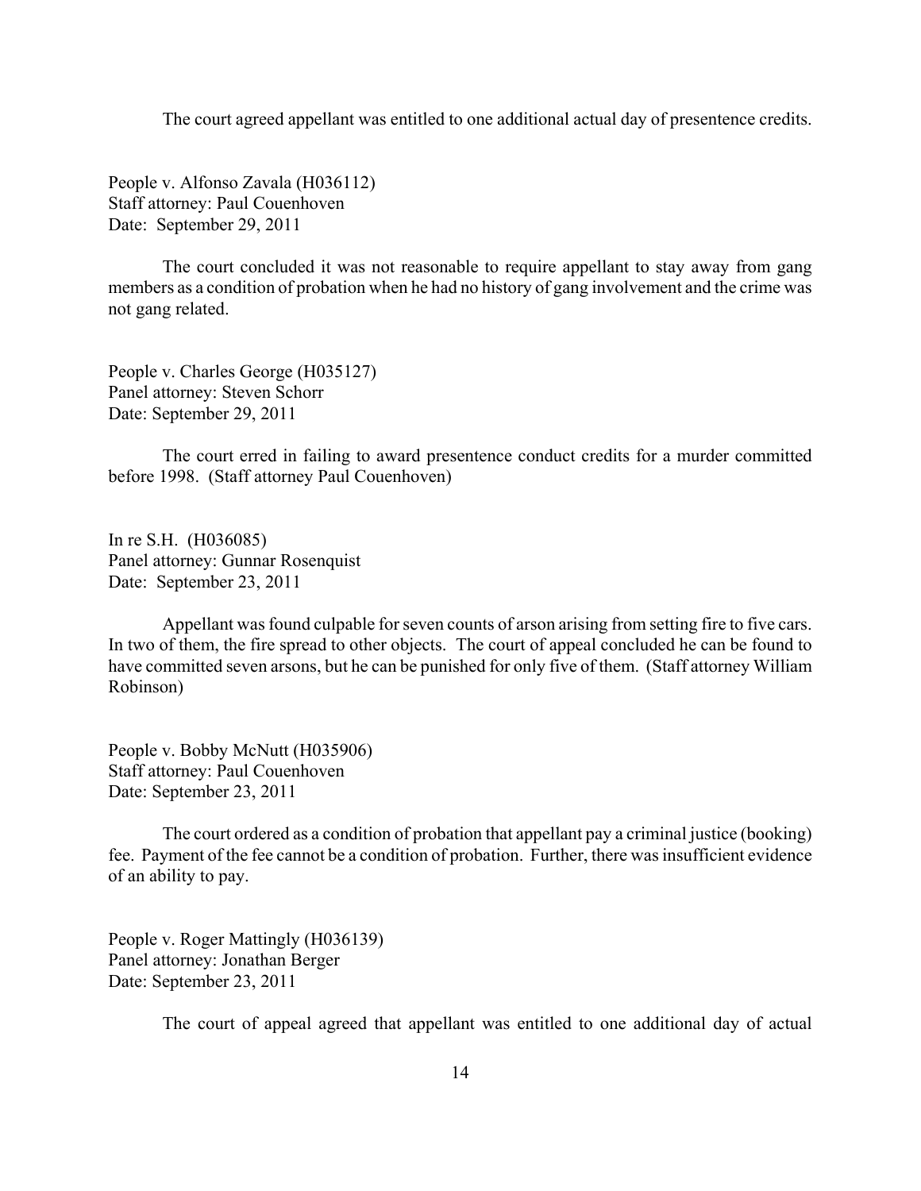The court agreed appellant was entitled to one additional actual day of presentence credits.

People v. Alfonso Zavala (H036112)
Staff attorney: Paul Couenhoven
Date: September 29, 2011

The court concluded it was not reasonable to require appellant to stay away from gang members as a condition of probation when he had no history of gang involvement and the crime was not gang related.

People v. Charles George (H035127)
Panel attorney: Steven Schorr
Date: September 29, 2011

The court erred in failing to award presentence conduct credits for a murder committed before 1998. (Staff attorney Paul Couenhoven)

In re S.H. (H036085)
Panel attorney: Gunnar Rosenquist
Date: September 23, 2011

Appellant was found culpable for seven counts of arson arising from setting fire to five cars. In two of them, the fire spread to other objects. The court of appeal concluded he can be found to have committed seven arsons, but he can be punished for only five of them. (Staff attorney William Robinson)

People v. Bobby McNutt (H035906)
Staff attorney: Paul Couenhoven
Date: September 23, 2011

The court ordered as a condition of probation that appellant pay a criminal justice (booking) fee. Payment of the fee cannot be a condition of probation. Further, there was insufficient evidence of an ability to pay.

People v. Roger Mattingly (H036139)
Panel attorney: Jonathan Berger
Date: September 23, 2011

The court of appeal agreed that appellant was entitled to one additional day of actual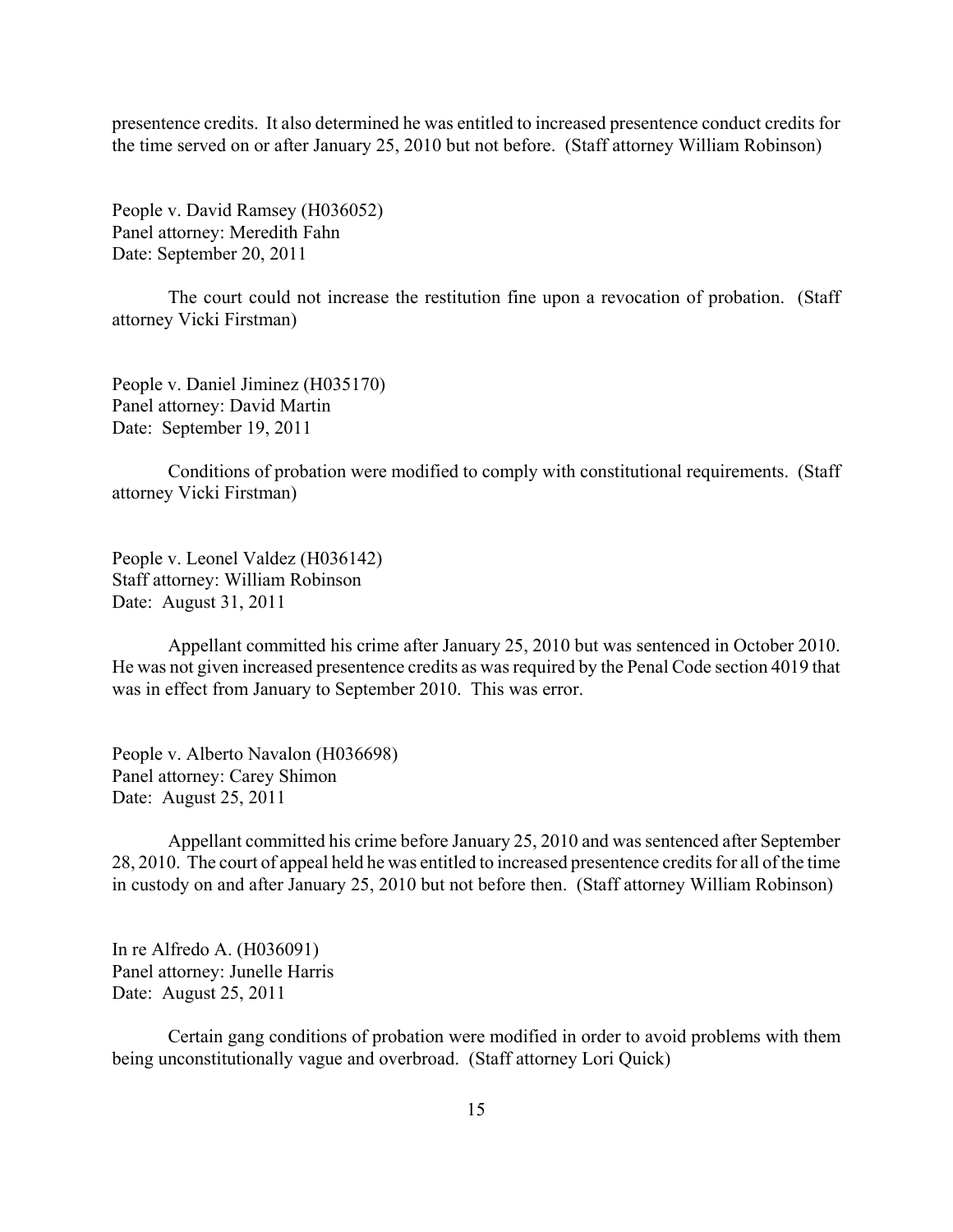presentence credits. It also determined he was entitled to increased presentence conduct credits for the time served on or after January 25, 2010 but not before. (Staff attorney William Robinson)

People v. David Ramsey (H036052)
Panel attorney: Meredith Fahn
Date: September 20, 2011

The court could not increase the restitution fine upon a revocation of probation. (Staff attorney Vicki Firstman)

People v. Daniel Jiminez (H035170)
Panel attorney: David Martin
Date: September 19, 2011

Conditions of probation were modified to comply with constitutional requirements. (Staff attorney Vicki Firstman)

People v. Leonel Valdez (H036142)
Staff attorney: William Robinson
Date: August 31, 2011

Appellant committed his crime after January 25, 2010 but was sentenced in October 2010. He was not given increased presentence credits as was required by the Penal Code section 4019 that was in effect from January to September 2010. This was error.

People v. Alberto Navalon (H036698)
Panel attorney: Carey Shimon
Date: August 25, 2011

Appellant committed his crime before January 25, 2010 and was sentenced after September 28, 2010. The court of appeal held he was entitled to increased presentence credits for all of the time in custody on and after January 25, 2010 but not before then. (Staff attorney William Robinson)

In re Alfredo A. (H036091)
Panel attorney: Junelle Harris
Date: August 25, 2011

Certain gang conditions of probation were modified in order to avoid problems with them being unconstitutionally vague and overbroad. (Staff attorney Lori Quick)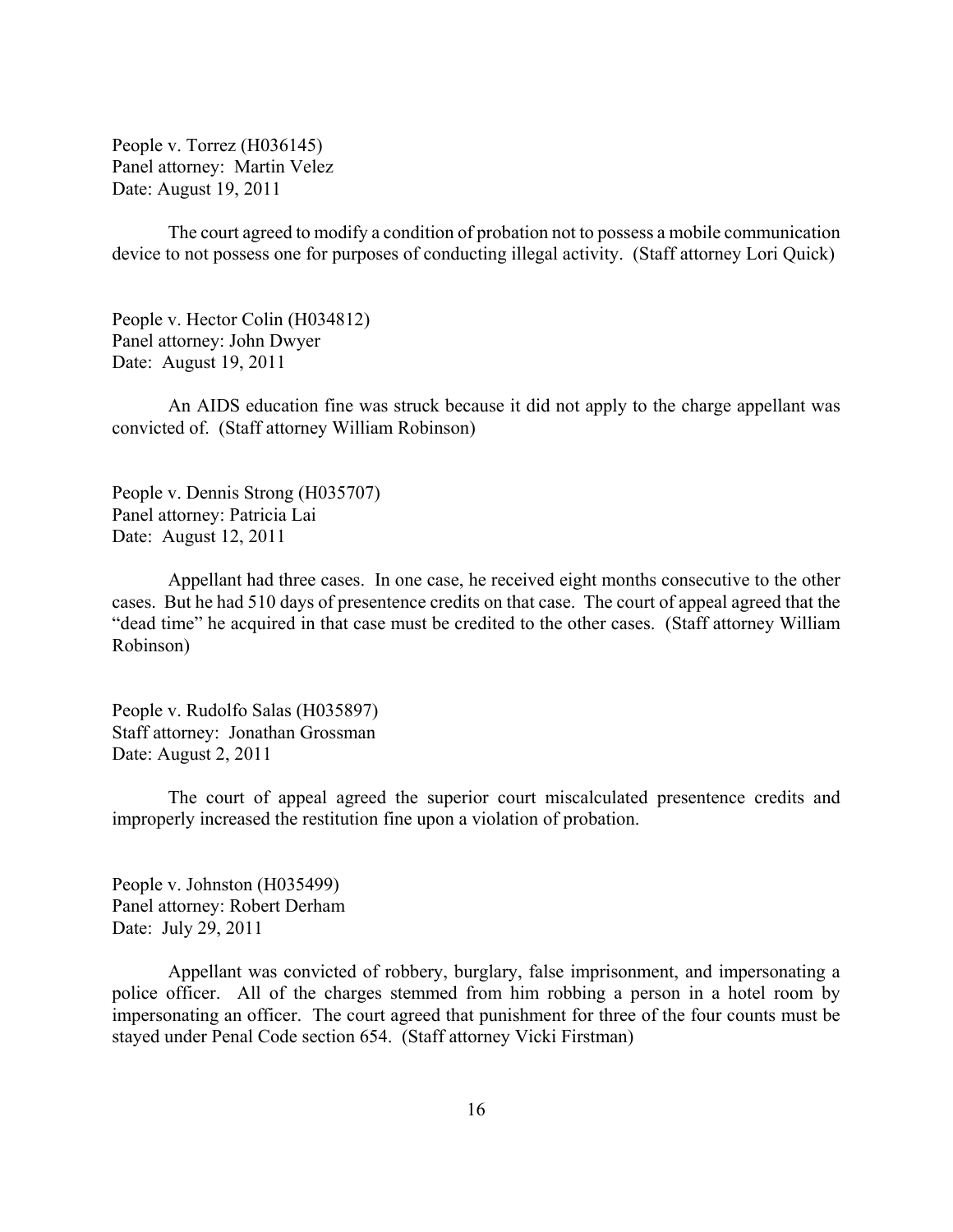People v. Torrez (H036145)
Panel attorney: Martin Velez
Date: August 19, 2011

The court agreed to modify a condition of probation not to possess a mobile communication device to not possess one for purposes of conducting illegal activity. (Staff attorney Lori Quick)

People v. Hector Colin (H034812)
Panel attorney: John Dwyer
Date: August 19, 2011

An AIDS education fine was struck because it did not apply to the charge appellant was convicted of. (Staff attorney William Robinson)

People v. Dennis Strong (H035707)
Panel attorney: Patricia Lai
Date: August 12, 2011

Appellant had three cases. In one case, he received eight months consecutive to the other cases. But he had 510 days of presentence credits on that case. The court of appeal agreed that the "dead time" he acquired in that case must be credited to the other cases. (Staff attorney William Robinson)

People v. Rudolfo Salas (H035897)
Staff attorney: Jonathan Grossman
Date: August 2, 2011

The court of appeal agreed the superior court miscalculated presentence credits and improperly increased the restitution fine upon a violation of probation.

People v. Johnston (H035499)
Panel attorney: Robert Derham
Date: July 29, 2011

Appellant was convicted of robbery, burglary, false imprisonment, and impersonating a police officer. All of the charges stemmed from him robbing a person in a hotel room by impersonating an officer. The court agreed that punishment for three of the four counts must be stayed under Penal Code section 654. (Staff attorney Vicki Firstman)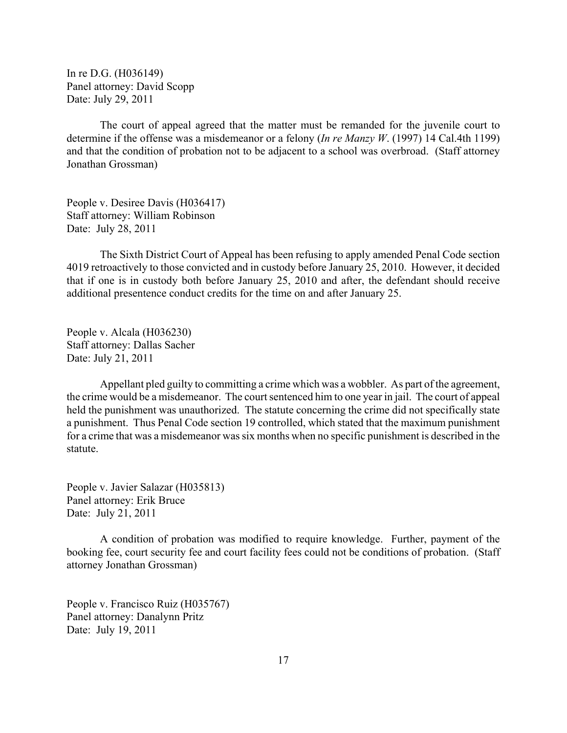In re D.G. (H036149)
Panel attorney: David Scopp
Date: July 29, 2011

The court of appeal agreed that the matter must be remanded for the juvenile court to determine if the offense was a misdemeanor or a felony (*In re Manzy W*. (1997) 14 Cal.4th 1199) and that the condition of probation not to be adjacent to a school was overbroad. (Staff attorney Jonathan Grossman)

People v. Desiree Davis (H036417)
Staff attorney: William Robinson
Date: July 28, 2011

The Sixth District Court of Appeal has been refusing to apply amended Penal Code section 4019 retroactively to those convicted and in custody before January 25, 2010. However, it decided that if one is in custody both before January 25, 2010 and after, the defendant should receive additional presentence conduct credits for the time on and after January 25.

People v. Alcala (H036230)
Staff attorney: Dallas Sacher
Date: July 21, 2011

Appellant pled guilty to committing a crime which was a wobbler. As part of the agreement, the crime would be a misdemeanor. The court sentenced him to one year in jail. The court of appeal held the punishment was unauthorized. The statute concerning the crime did not specifically state a punishment. Thus Penal Code section 19 controlled, which stated that the maximum punishment for a crime that was a misdemeanor was six months when no specific punishment is described in the statute.

People v. Javier Salazar (H035813)
Panel attorney: Erik Bruce
Date: July 21, 2011

A condition of probation was modified to require knowledge. Further, payment of the booking fee, court security fee and court facility fees could not be conditions of probation. (Staff attorney Jonathan Grossman)

People v. Francisco Ruiz (H035767)
Panel attorney: Danalynn Pritz
Date: July 19, 2011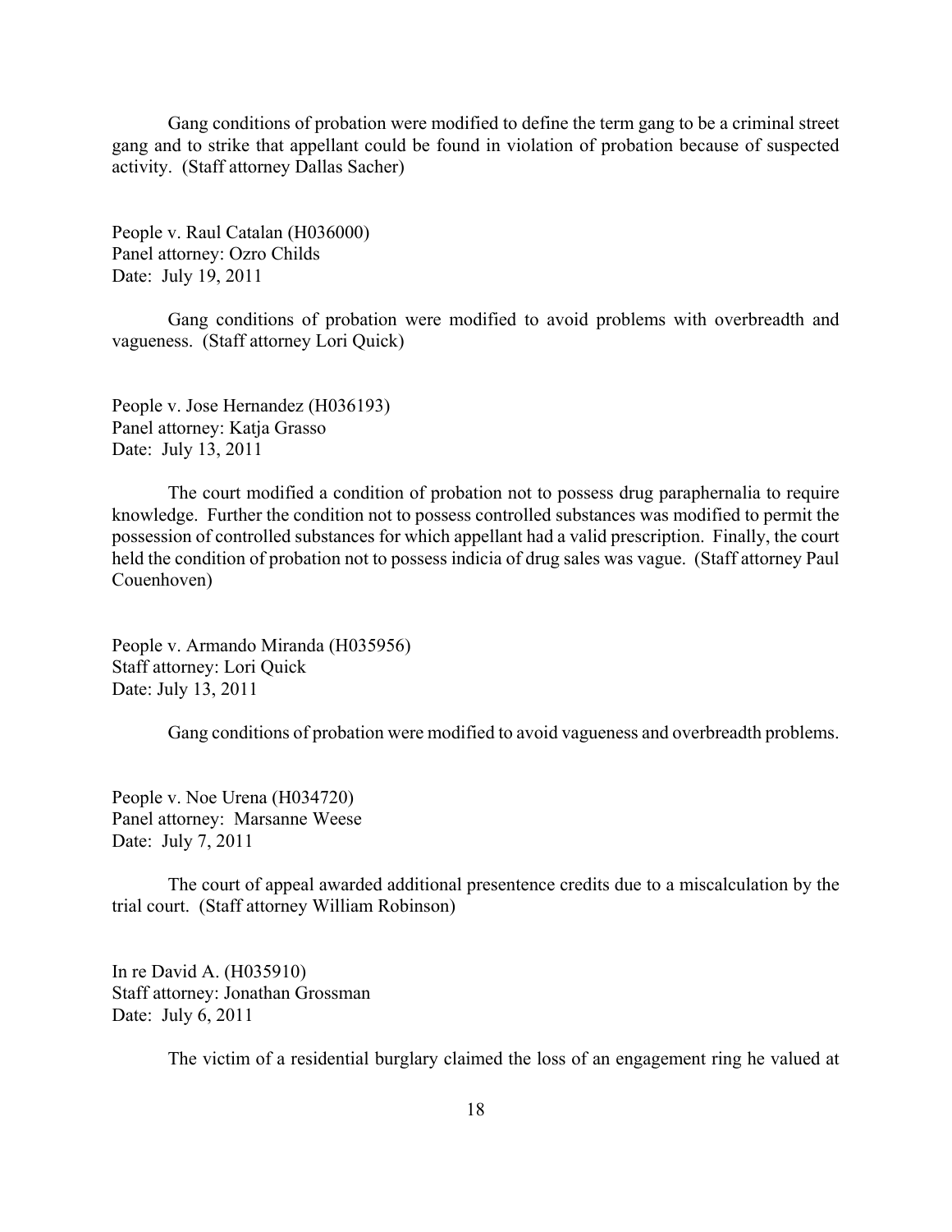Gang conditions of probation were modified to define the term gang to be a criminal street gang and to strike that appellant could be found in violation of probation because of suspected activity. (Staff attorney Dallas Sacher)

People v. Raul Catalan (H036000)
Panel attorney: Ozro Childs
Date: July 19, 2011

Gang conditions of probation were modified to avoid problems with overbreadth and vagueness. (Staff attorney Lori Quick)

People v. Jose Hernandez (H036193)
Panel attorney: Katja Grasso
Date: July 13, 2011

The court modified a condition of probation not to possess drug paraphernalia to require knowledge. Further the condition not to possess controlled substances was modified to permit the possession of controlled substances for which appellant had a valid prescription. Finally, the court held the condition of probation not to possess indicia of drug sales was vague. (Staff attorney Paul Couenhoven)

People v. Armando Miranda (H035956)
Staff attorney: Lori Quick
Date: July 13, 2011

Gang conditions of probation were modified to avoid vagueness and overbreadth problems.

People v. Noe Urena (H034720)
Panel attorney: Marsanne Weese
Date: July 7, 2011

The court of appeal awarded additional presentence credits due to a miscalculation by the trial court. (Staff attorney William Robinson)

In re David A. (H035910)
Staff attorney: Jonathan Grossman
Date: July 6, 2011

The victim of a residential burglary claimed the loss of an engagement ring he valued at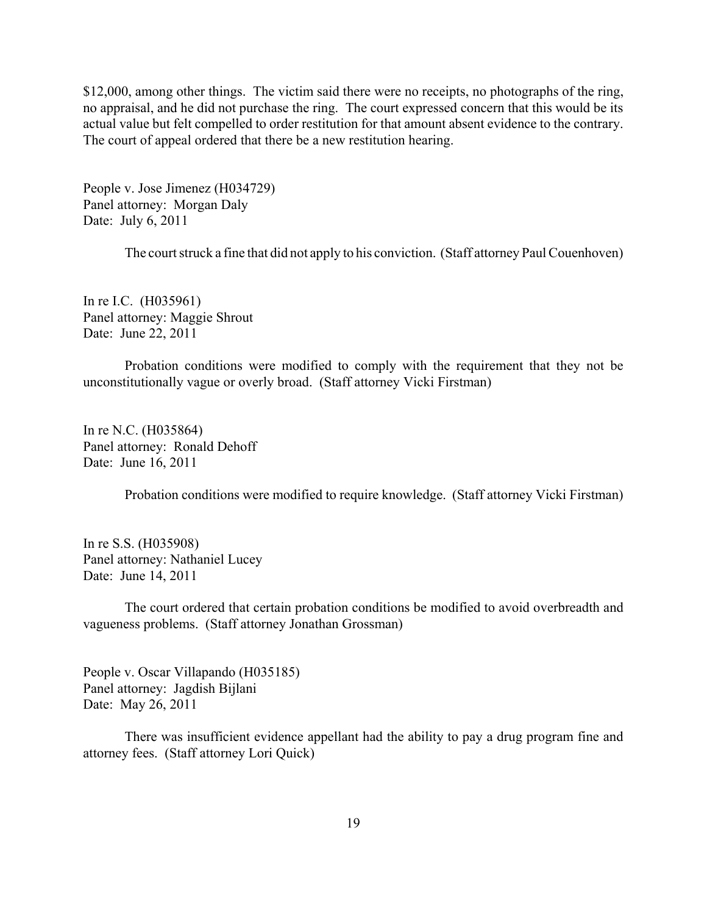$12,000, among other things. The victim said there were no receipts, no photographs of the ring, no appraisal, and he did not purchase the ring. The court expressed concern that this would be its actual value but felt compelled to order restitution for that amount absent evidence to the contrary. The court of appeal ordered that there be a new restitution hearing.

People v. Jose Jimenez (H034729)
Panel attorney: Morgan Daly
Date: July 6, 2011

The court struck a fine that did not apply to his conviction. (Staff attorney Paul Couenhoven)

In re I.C. (H035961)
Panel attorney: Maggie Shrout
Date: June 22, 2011

Probation conditions were modified to comply with the requirement that they not be unconstitutionally vague or overly broad. (Staff attorney Vicki Firstman)

In re N.C. (H035864)
Panel attorney: Ronald Dehoff
Date: June 16, 2011

Probation conditions were modified to require knowledge. (Staff attorney Vicki Firstman)

In re S.S. (H035908)
Panel attorney: Nathaniel Lucey
Date: June 14, 2011

The court ordered that certain probation conditions be modified to avoid overbreadth and vagueness problems. (Staff attorney Jonathan Grossman)

People v. Oscar Villapando (H035185)
Panel attorney: Jagdish Bijlani
Date: May 26, 2011

There was insufficient evidence appellant had the ability to pay a drug program fine and attorney fees. (Staff attorney Lori Quick)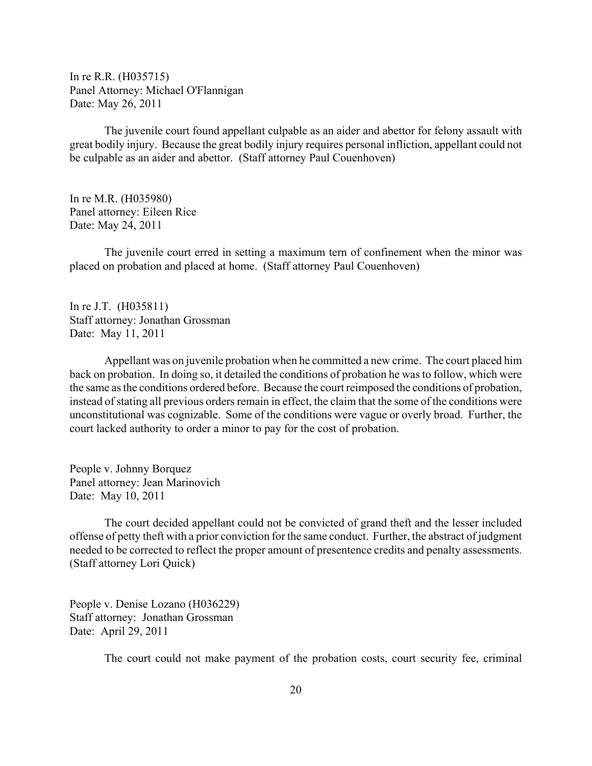In re R.R. (H035715)
Panel Attorney: Michael O'Flannigan
Date: May 26, 2011

The juvenile court found appellant culpable as an aider and abettor for felony assault with great bodily injury. Because the great bodily injury requires personal infliction, appellant could not be culpable as an aider and abettor. (Staff attorney Paul Couenhoven)

In re M.R. (H035980)
Panel attorney: Eileen Rice
Date: May 24, 2011

The juvenile court erred in setting a maximum tern of confinement when the minor was placed on probation and placed at home. (Staff attorney Paul Couenhoven)

In re J.T. (H035811)
Staff attorney: Jonathan Grossman
Date: May 11, 2011

Appellant was on juvenile probation when he committed a new crime. The court placed him back on probation. In doing so, it detailed the conditions of probation he was to follow, which were the same as the conditions ordered before. Because the court reimposed the conditions of probation, instead of stating all previous orders remain in effect, the claim that the some of the conditions were unconstitutional was cognizable. Some of the conditions were vague or overly broad. Further, the court lacked authority to order a minor to pay for the cost of probation.

People v. Johnny Borquez
Panel attorney: Jean Marinovich
Date: May 10, 2011

The court decided appellant could not be convicted of grand theft and the lesser included offense of petty theft with a prior conviction for the same conduct. Further, the abstract of judgment needed to be corrected to reflect the proper amount of presentence credits and penalty assessments. (Staff attorney Lori Quick)

People v. Denise Lozano (H036229)
Staff attorney: Jonathan Grossman
Date: April 29, 2011

The court could not make payment of the probation costs, court security fee, criminal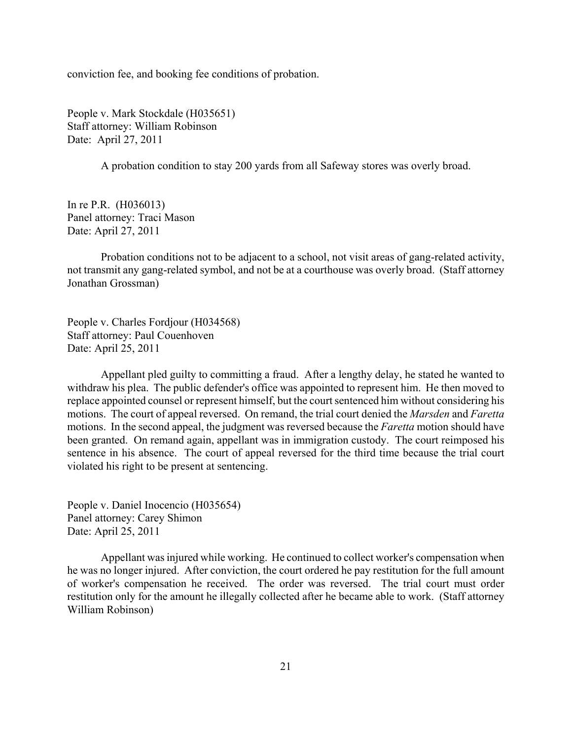conviction fee, and booking fee conditions of probation.

People v. Mark Stockdale (H035651)
Staff attorney: William Robinson
Date: April 27, 2011

A probation condition to stay 200 yards from all Safeway stores was overly broad.

In re P.R. (H036013)
Panel attorney: Traci Mason
Date: April 27, 2011

Probation conditions not to be adjacent to a school, not visit areas of gang-related activity, not transmit any gang-related symbol, and not be at a courthouse was overly broad. (Staff attorney Jonathan Grossman)

People v. Charles Fordjour (H034568)
Staff attorney: Paul Couenhoven
Date: April 25, 2011

Appellant pled guilty to committing a fraud. After a lengthy delay, he stated he wanted to withdraw his plea. The public defender's office was appointed to represent him. He then moved to replace appointed counsel or represent himself, but the court sentenced him without considering his motions. The court of appeal reversed. On remand, the trial court denied the *Marsden* and *Faretta* motions. In the second appeal, the judgment was reversed because the *Faretta* motion should have been granted. On remand again, appellant was in immigration custody. The court reimposed his sentence in his absence. The court of appeal reversed for the third time because the trial court violated his right to be present at sentencing.

People v. Daniel Inocencio (H035654)
Panel attorney: Carey Shimon
Date: April 25, 2011

Appellant was injured while working. He continued to collect worker's compensation when he was no longer injured. After conviction, the court ordered he pay restitution for the full amount of worker's compensation he received. The order was reversed. The trial court must order restitution only for the amount he illegally collected after he became able to work. (Staff attorney William Robinson)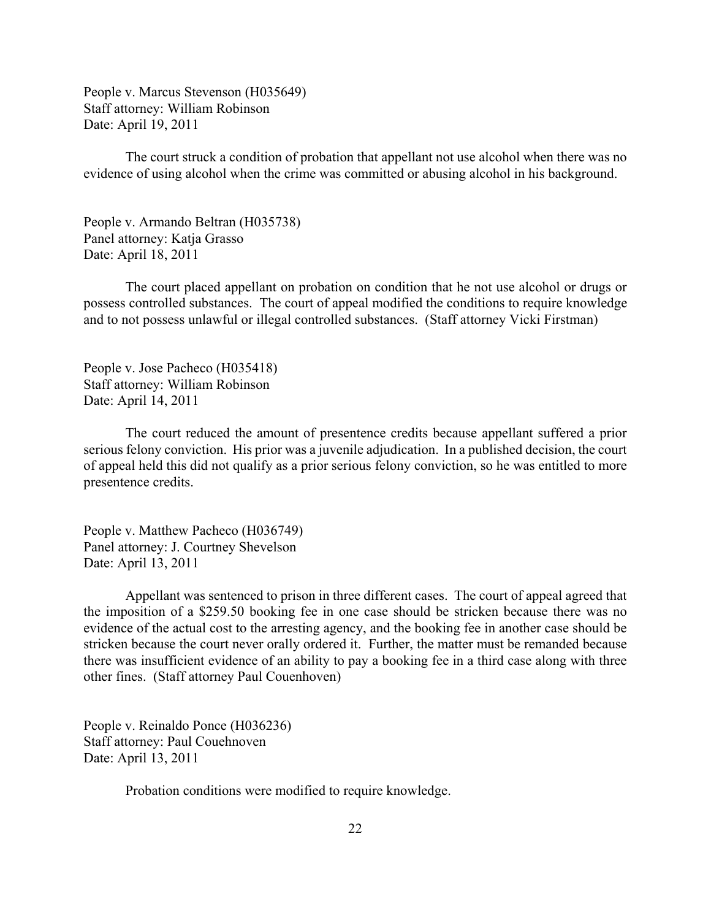People v. Marcus Stevenson (H035649)
Staff attorney: William Robinson
Date: April 19, 2011

The court struck a condition of probation that appellant not use alcohol when there was no evidence of using alcohol when the crime was committed or abusing alcohol in his background.

People v. Armando Beltran (H035738)
Panel attorney: Katja Grasso
Date: April 18, 2011

The court placed appellant on probation on condition that he not use alcohol or drugs or possess controlled substances. The court of appeal modified the conditions to require knowledge and to not possess unlawful or illegal controlled substances. (Staff attorney Vicki Firstman)

People v. Jose Pacheco (H035418)
Staff attorney: William Robinson
Date: April 14, 2011

The court reduced the amount of presentence credits because appellant suffered a prior serious felony conviction. His prior was a juvenile adjudication. In a published decision, the court of appeal held this did not qualify as a prior serious felony conviction, so he was entitled to more presentence credits.

People v. Matthew Pacheco (H036749)
Panel attorney: J. Courtney Shevelson
Date: April 13, 2011

Appellant was sentenced to prison in three different cases. The court of appeal agreed that the imposition of a $259.50 booking fee in one case should be stricken because there was no evidence of the actual cost to the arresting agency, and the booking fee in another case should be stricken because the court never orally ordered it. Further, the matter must be remanded because there was insufficient evidence of an ability to pay a booking fee in a third case along with three other fines. (Staff attorney Paul Couenhoven)

People v. Reinaldo Ponce (H036236)
Staff attorney: Paul Couehnoven
Date: April 13, 2011

Probation conditions were modified to require knowledge.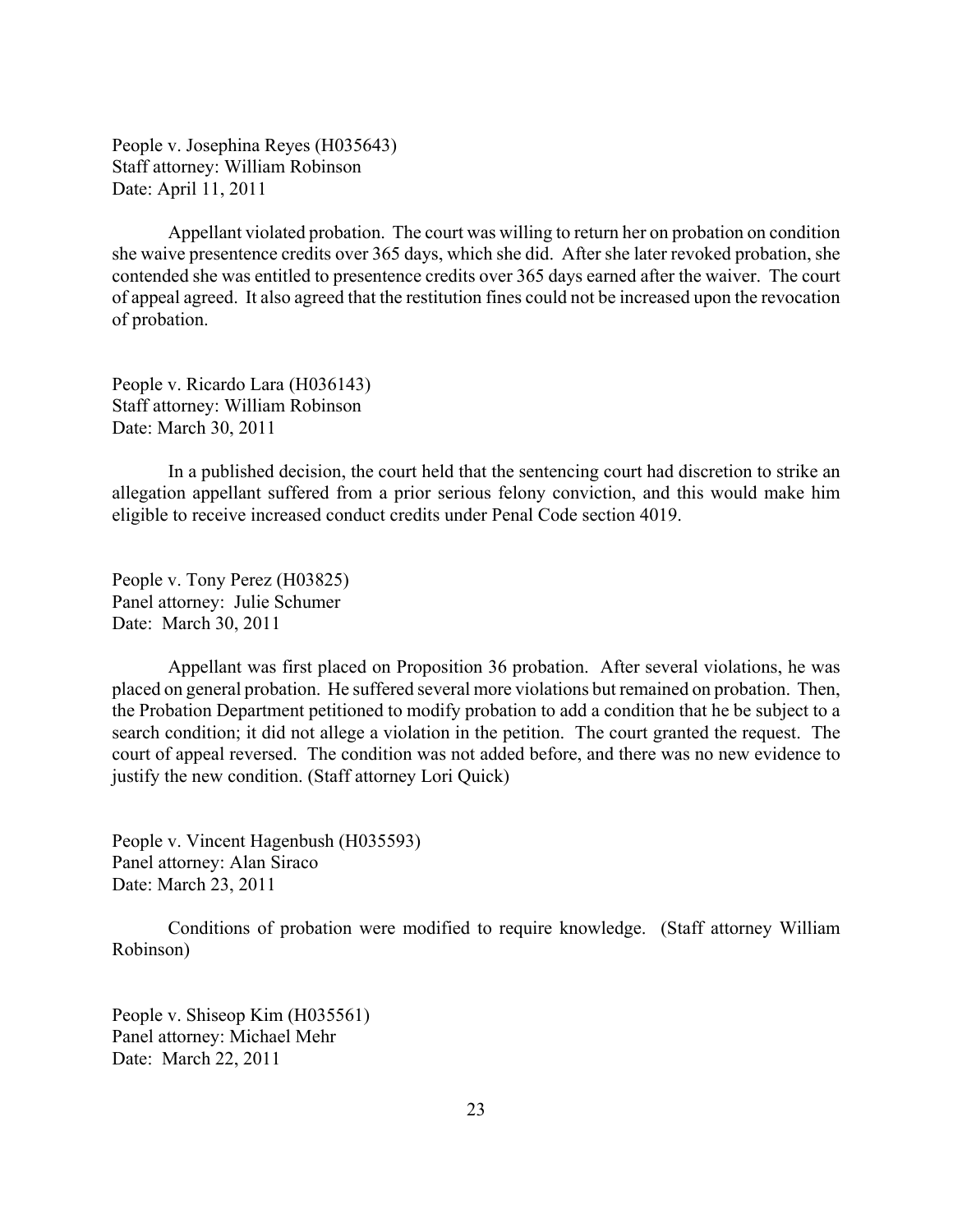People v. Josephina Reyes (H035643)
Staff attorney: William Robinson
Date: April 11, 2011

Appellant violated probation. The court was willing to return her on probation on condition she waive presentence credits over 365 days, which she did. After she later revoked probation, she contended she was entitled to presentence credits over 365 days earned after the waiver. The court of appeal agreed. It also agreed that the restitution fines could not be increased upon the revocation of probation.

People v. Ricardo Lara (H036143)
Staff attorney: William Robinson
Date: March 30, 2011

In a published decision, the court held that the sentencing court had discretion to strike an allegation appellant suffered from a prior serious felony conviction, and this would make him eligible to receive increased conduct credits under Penal Code section 4019.

People v. Tony Perez (H03825)
Panel attorney: Julie Schumer
Date: March 30, 2011

Appellant was first placed on Proposition 36 probation. After several violations, he was placed on general probation. He suffered several more violations but remained on probation. Then, the Probation Department petitioned to modify probation to add a condition that he be subject to a search condition; it did not allege a violation in the petition. The court granted the request. The court of appeal reversed. The condition was not added before, and there was no new evidence to justify the new condition. (Staff attorney Lori Quick)

People v. Vincent Hagenbush (H035593)
Panel attorney: Alan Siraco
Date: March 23, 2011

Conditions of probation were modified to require knowledge. (Staff attorney William Robinson)

People v. Shiseop Kim (H035561)
Panel attorney: Michael Mehr
Date: March 22, 2011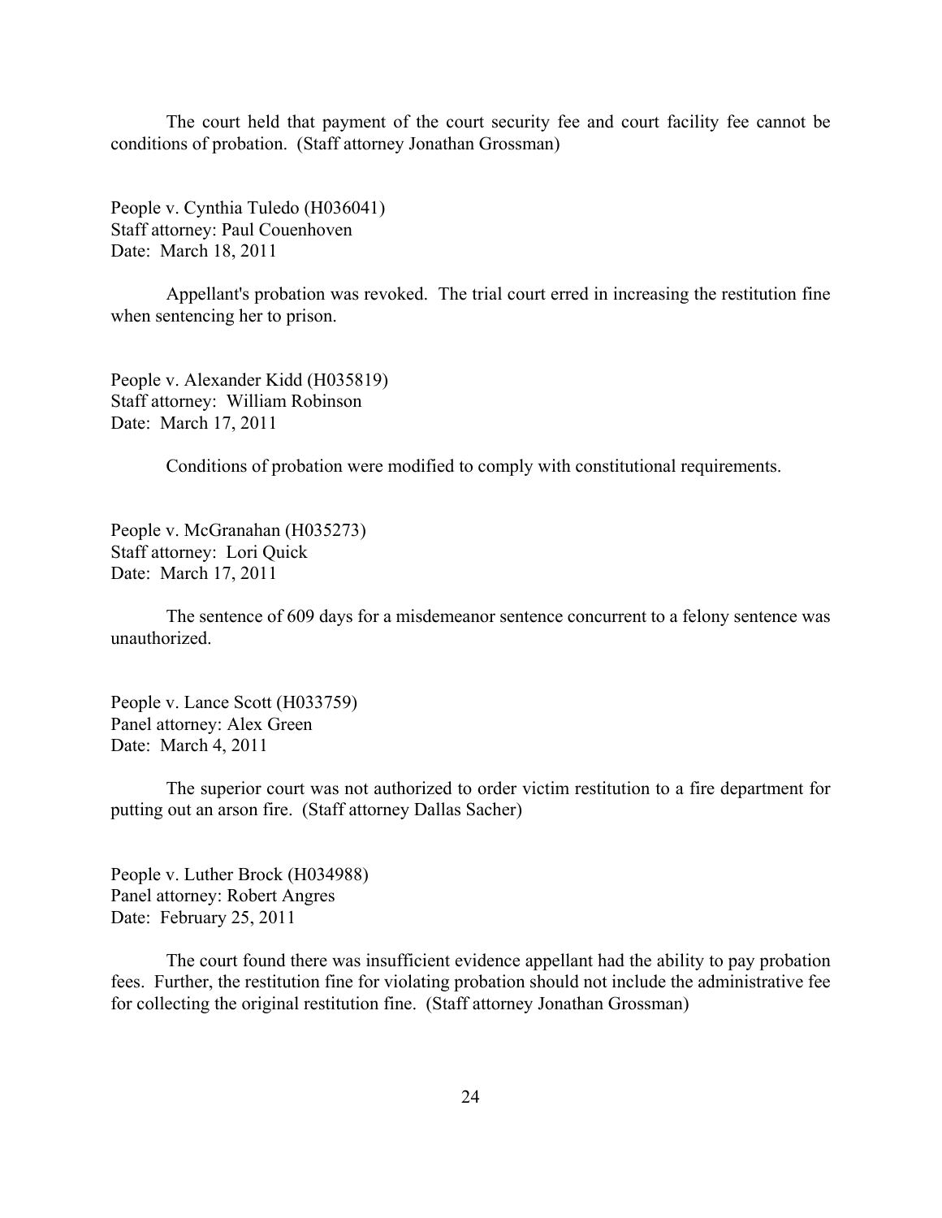The court held that payment of the court security fee and court facility fee cannot be conditions of probation. (Staff attorney Jonathan Grossman)

People v. Cynthia Tuledo (H036041)
Staff attorney: Paul Couenhoven
Date: March 18, 2011

Appellant's probation was revoked. The trial court erred in increasing the restitution fine when sentencing her to prison.

People v. Alexander Kidd (H035819)
Staff attorney: William Robinson
Date: March 17, 2011

Conditions of probation were modified to comply with constitutional requirements.

People v. McGranahan (H035273)
Staff attorney: Lori Quick
Date: March 17, 2011

The sentence of 609 days for a misdemeanor sentence concurrent to a felony sentence was unauthorized.

People v. Lance Scott (H033759)
Panel attorney: Alex Green
Date: March 4, 2011

The superior court was not authorized to order victim restitution to a fire department for putting out an arson fire. (Staff attorney Dallas Sacher)

People v. Luther Brock (H034988)
Panel attorney: Robert Angres
Date: February 25, 2011

The court found there was insufficient evidence appellant had the ability to pay probation fees. Further, the restitution fine for violating probation should not include the administrative fee for collecting the original restitution fine. (Staff attorney Jonathan Grossman)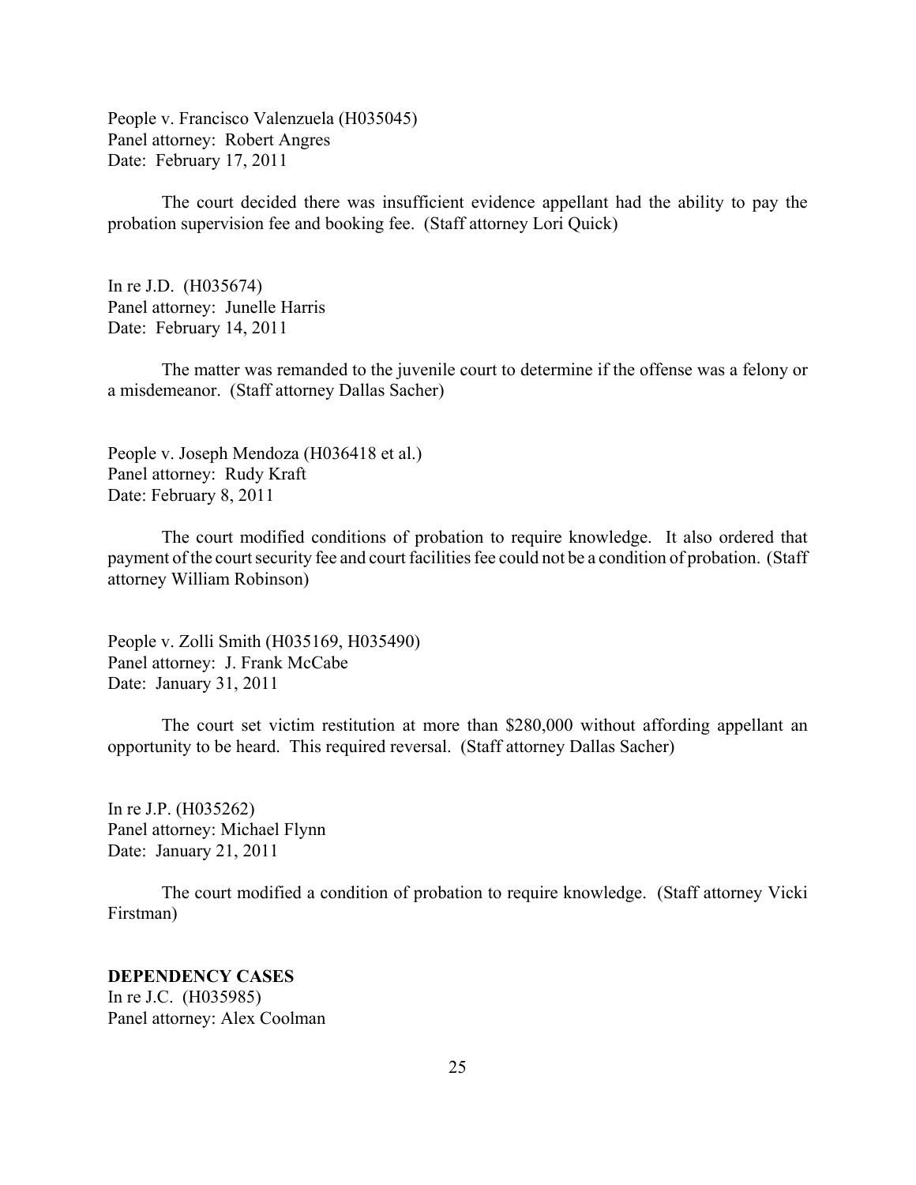People v. Francisco Valenzuela (H035045)
Panel attorney: Robert Angres
Date: February 17, 2011

The court decided there was insufficient evidence appellant had the ability to pay the probation supervision fee and booking fee. (Staff attorney Lori Quick)

In re J.D. (H035674)
Panel attorney: Junelle Harris
Date: February 14, 2011

The matter was remanded to the juvenile court to determine if the offense was a felony or a misdemeanor. (Staff attorney Dallas Sacher)

People v. Joseph Mendoza (H036418 et al.)
Panel attorney: Rudy Kraft
Date: February 8, 2011

The court modified conditions of probation to require knowledge. It also ordered that payment of the court security fee and court facilities fee could not be a condition of probation. (Staff attorney William Robinson)

People v. Zolli Smith (H035169, H035490)
Panel attorney: J. Frank McCabe
Date: January 31, 2011

The court set victim restitution at more than $280,000 without affording appellant an opportunity to be heard. This required reversal. (Staff attorney Dallas Sacher)

In re J.P. (H035262)
Panel attorney: Michael Flynn
Date: January 21, 2011

The court modified a condition of probation to require knowledge. (Staff attorney Vicki Firstman)

**DEPENDENCY CASES**

In re J.C. (H035985)
Panel attorney: Alex Coolman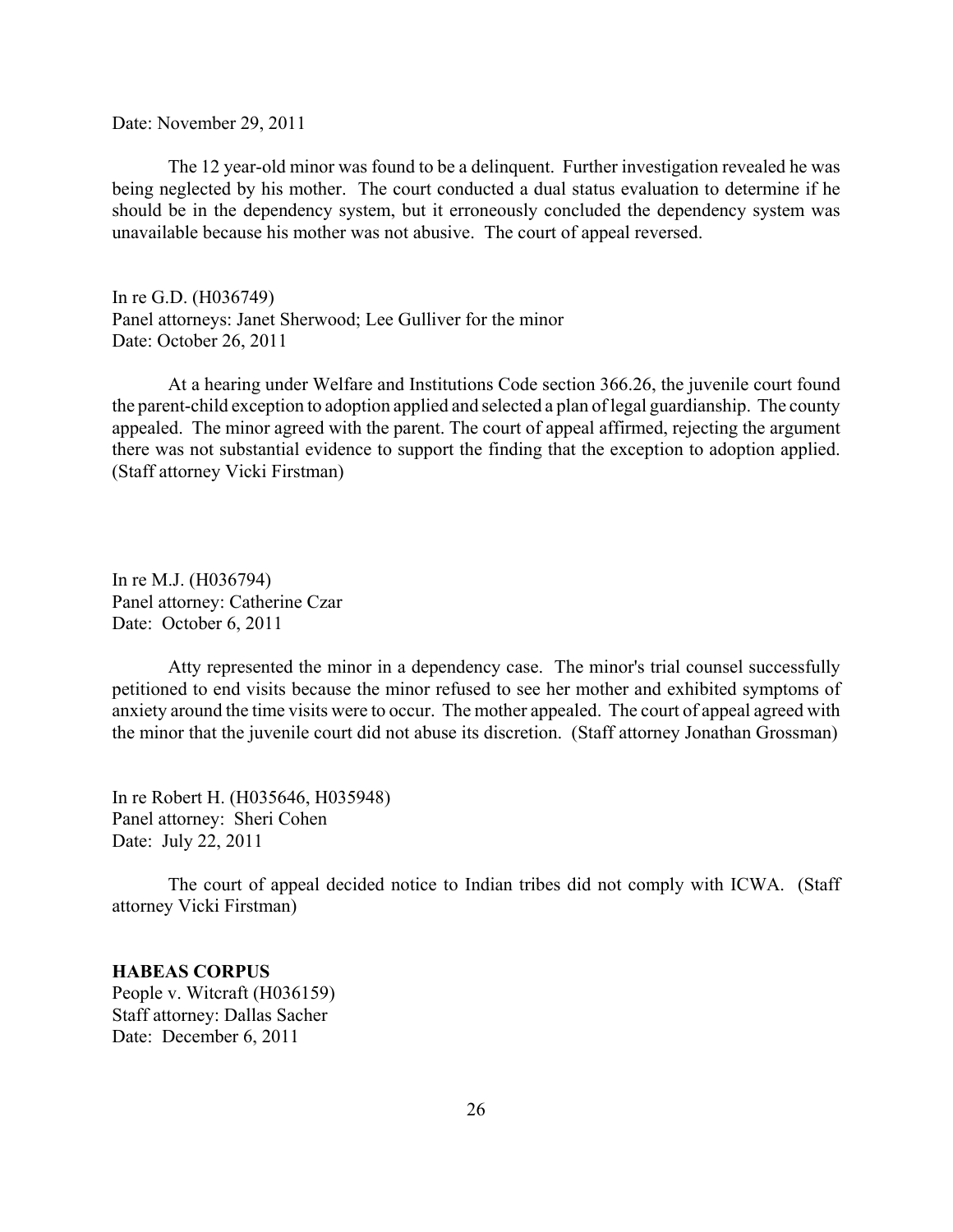Date: November 29, 2011

The 12 year-old minor was found to be a delinquent. Further investigation revealed he was being neglected by his mother. The court conducted a dual status evaluation to determine if he should be in the dependency system, but it erroneously concluded the dependency system was unavailable because his mother was not abusive. The court of appeal reversed.

In re G.D. (H036749)
Panel attorneys: Janet Sherwood; Lee Gulliver for the minor
Date: October 26, 2011

At a hearing under Welfare and Institutions Code section 366.26, the juvenile court found the parent-child exception to adoption applied and selected a plan of legal guardianship. The county appealed. The minor agreed with the parent. The court of appeal affirmed, rejecting the argument there was not substantial evidence to support the finding that the exception to adoption applied. (Staff attorney Vicki Firstman)

In re M.J. (H036794)
Panel attorney: Catherine Czar
Date: October 6, 2011

Atty represented the minor in a dependency case. The minor's trial counsel successfully petitioned to end visits because the minor refused to see her mother and exhibited symptoms of anxiety around the time visits were to occur. The mother appealed. The court of appeal agreed with the minor that the juvenile court did not abuse its discretion. (Staff attorney Jonathan Grossman)

In re Robert H. (H035646, H035948)
Panel attorney: Sheri Cohen
Date: July 22, 2011

The court of appeal decided notice to Indian tribes did not comply with ICWA. (Staff attorney Vicki Firstman)

**HABEAS CORPUS**
People v. Witcraft (H036159)
Staff attorney: Dallas Sacher
Date: December 6, 2011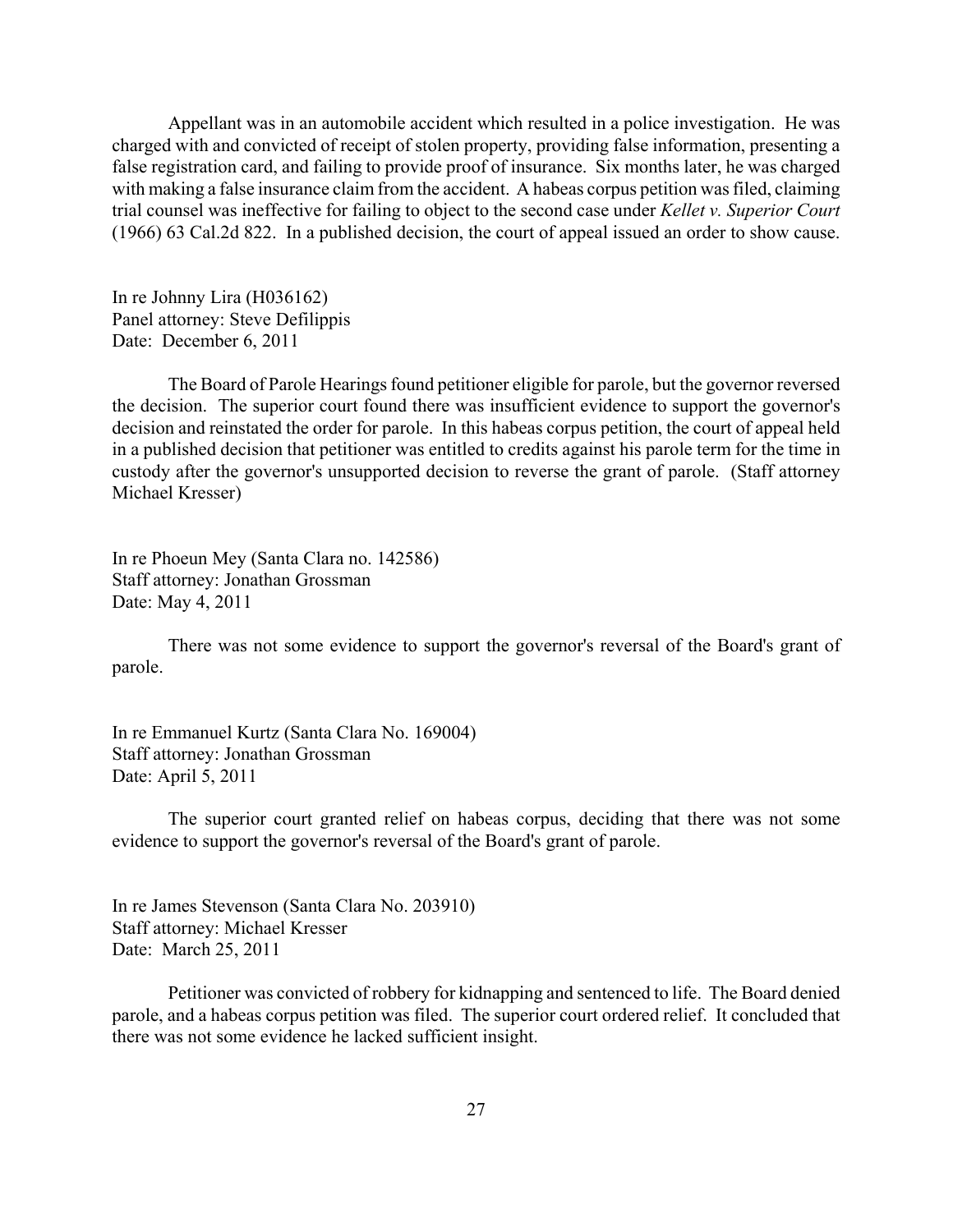Appellant was in an automobile accident which resulted in a police investigation. He was charged with and convicted of receipt of stolen property, providing false information, presenting a false registration card, and failing to provide proof of insurance. Six months later, he was charged with making a false insurance claim from the accident. A habeas corpus petition was filed, claiming trial counsel was ineffective for failing to object to the second case under *Kellet v. Superior Court* (1966) 63 Cal.2d 822. In a published decision, the court of appeal issued an order to show cause.

In re Johnny Lira (H036162)
Panel attorney: Steve Defilippis
Date: December 6, 2011

The Board of Parole Hearings found petitioner eligible for parole, but the governor reversed the decision. The superior court found there was insufficient evidence to support the governor's decision and reinstated the order for parole. In this habeas corpus petition, the court of appeal held in a published decision that petitioner was entitled to credits against his parole term for the time in custody after the governor's unsupported decision to reverse the grant of parole. (Staff attorney Michael Kresser)

In re Phoeun Mey (Santa Clara no. 142586)
Staff attorney: Jonathan Grossman
Date: May 4, 2011

There was not some evidence to support the governor's reversal of the Board's grant of parole.

In re Emmanuel Kurtz (Santa Clara No. 169004)
Staff attorney: Jonathan Grossman
Date: April 5, 2011

The superior court granted relief on habeas corpus, deciding that there was not some evidence to support the governor's reversal of the Board's grant of parole.

In re James Stevenson (Santa Clara No. 203910)
Staff attorney: Michael Kresser
Date: March 25, 2011

Petitioner was convicted of robbery for kidnapping and sentenced to life. The Board denied parole, and a habeas corpus petition was filed. The superior court ordered relief. It concluded that there was not some evidence he lacked sufficient insight.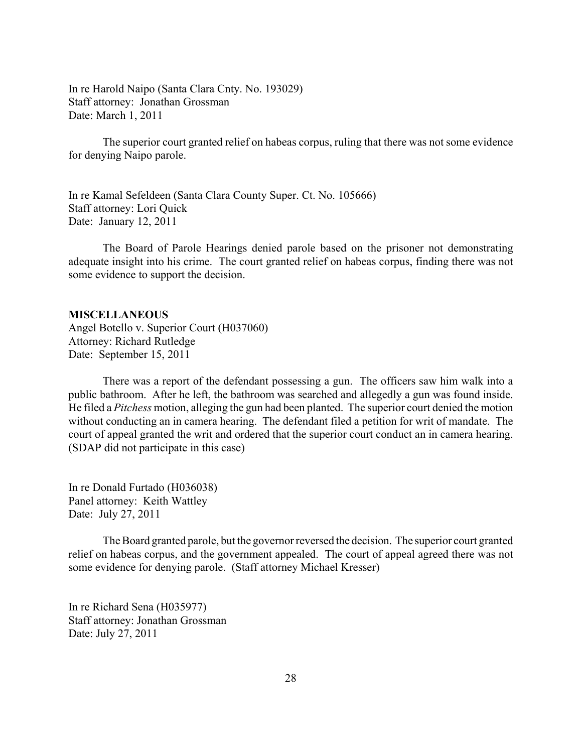In re Harold Naipo (Santa Clara Cnty. No. 193029)
Staff attorney: Jonathan Grossman
Date: March 1, 2011

The superior court granted relief on habeas corpus, ruling that there was not some evidence for denying Naipo parole.

In re Kamal Sefeldeen (Santa Clara County Super. Ct. No. 105666)
Staff attorney: Lori Quick
Date: January 12, 2011

The Board of Parole Hearings denied parole based on the prisoner not demonstrating adequate insight into his crime. The court granted relief on habeas corpus, finding there was not some evidence to support the decision.

**MISCELLANEOUS**

Angel Botello v. Superior Court (H037060)
Attorney: Richard Rutledge
Date: September 15, 2011

There was a report of the defendant possessing a gun. The officers saw him walk into a public bathroom. After he left, the bathroom was searched and allegedly a gun was found inside. He filed a *Pitchess* motion, alleging the gun had been planted. The superior court denied the motion without conducting an in camera hearing. The defendant filed a petition for writ of mandate. The court of appeal granted the writ and ordered that the superior court conduct an in camera hearing. (SDAP did not participate in this case)

In re Donald Furtado (H036038)
Panel attorney: Keith Wattley
Date: July 27, 2011

The Board granted parole, but the governor reversed the decision. The superior court granted relief on habeas corpus, and the government appealed. The court of appeal agreed there was not some evidence for denying parole. (Staff attorney Michael Kresser)

In re Richard Sena (H035977)
Staff attorney: Jonathan Grossman
Date: July 27, 2011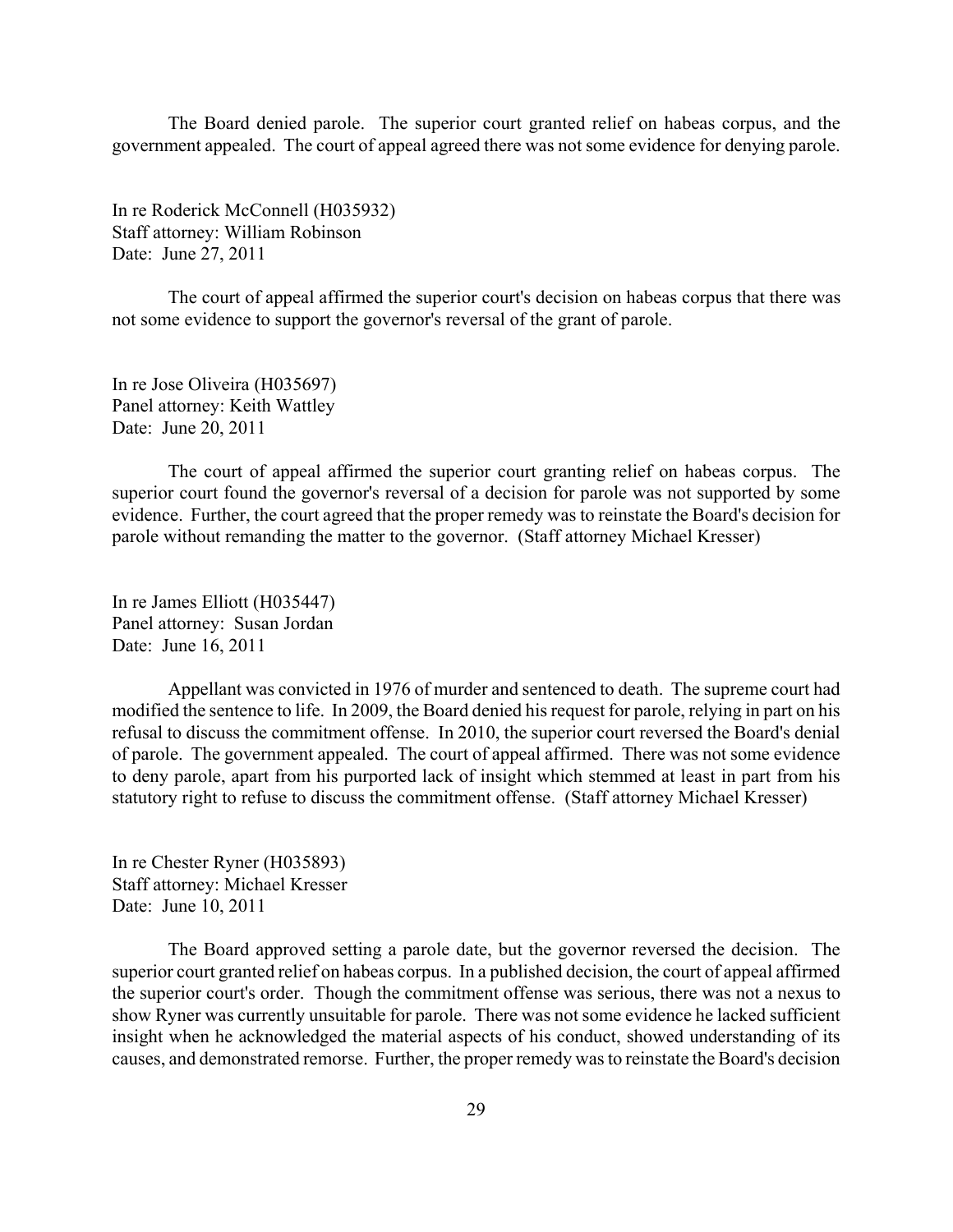The Board denied parole. The superior court granted relief on habeas corpus, and the government appealed. The court of appeal agreed there was not some evidence for denying parole.

In re Roderick McConnell (H035932)
Staff attorney: William Robinson
Date: June 27, 2011

The court of appeal affirmed the superior court's decision on habeas corpus that there was not some evidence to support the governor's reversal of the grant of parole.

In re Jose Oliveira (H035697)
Panel attorney: Keith Wattley
Date: June 20, 2011

The court of appeal affirmed the superior court granting relief on habeas corpus. The superior court found the governor's reversal of a decision for parole was not supported by some evidence. Further, the court agreed that the proper remedy was to reinstate the Board's decision for parole without remanding the matter to the governor. (Staff attorney Michael Kresser)

In re James Elliott (H035447)
Panel attorney: Susan Jordan
Date: June 16, 2011

Appellant was convicted in 1976 of murder and sentenced to death. The supreme court had modified the sentence to life. In 2009, the Board denied his request for parole, relying in part on his refusal to discuss the commitment offense. In 2010, the superior court reversed the Board's denial of parole. The government appealed. The court of appeal affirmed. There was not some evidence to deny parole, apart from his purported lack of insight which stemmed at least in part from his statutory right to refuse to discuss the commitment offense. (Staff attorney Michael Kresser)

In re Chester Ryner (H035893)
Staff attorney: Michael Kresser
Date: June 10, 2011

The Board approved setting a parole date, but the governor reversed the decision. The superior court granted relief on habeas corpus. In a published decision, the court of appeal affirmed the superior court's order. Though the commitment offense was serious, there was not a nexus to show Ryner was currently unsuitable for parole. There was not some evidence he lacked sufficient insight when he acknowledged the material aspects of his conduct, showed understanding of its causes, and demonstrated remorse. Further, the proper remedy was to reinstate the Board's decision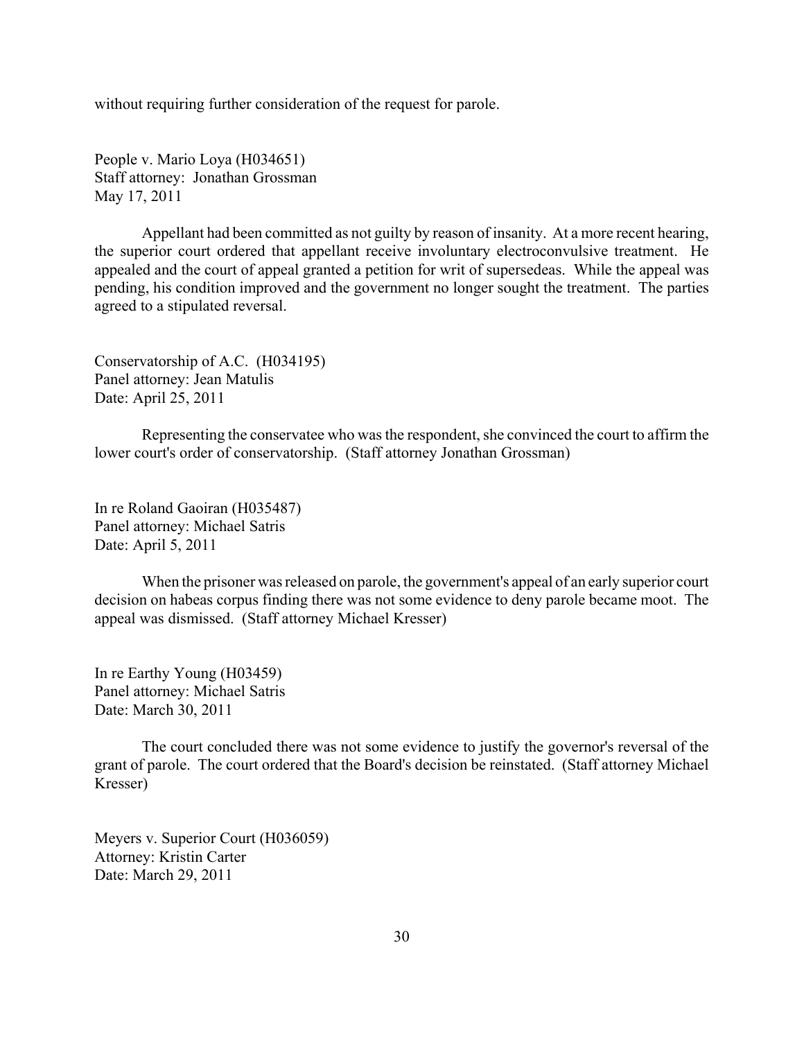without requiring further consideration of the request for parole.

People v. Mario Loya (H034651)
Staff attorney: Jonathan Grossman
May 17, 2011

Appellant had been committed as not guilty by reason of insanity. At a more recent hearing, the superior court ordered that appellant receive involuntary electroconvulsive treatment. He appealed and the court of appeal granted a petition for writ of supersedeas. While the appeal was pending, his condition improved and the government no longer sought the treatment. The parties agreed to a stipulated reversal.

Conservatorship of A.C. (H034195)
Panel attorney: Jean Matulis
Date: April 25, 2011

Representing the conservatee who was the respondent, she convinced the court to affirm the lower court's order of conservatorship. (Staff attorney Jonathan Grossman)

In re Roland Gaoiran (H035487)
Panel attorney: Michael Satris
Date: April 5, 2011

When the prisoner was released on parole, the government's appeal of an early superior court decision on habeas corpus finding there was not some evidence to deny parole became moot. The appeal was dismissed. (Staff attorney Michael Kresser)

In re Earthy Young (H03459)
Panel attorney: Michael Satris
Date: March 30, 2011

The court concluded there was not some evidence to justify the governor's reversal of the grant of parole. The court ordered that the Board's decision be reinstated. (Staff attorney Michael Kresser)

Meyers v. Superior Court (H036059)
Attorney: Kristin Carter
Date: March 29, 2011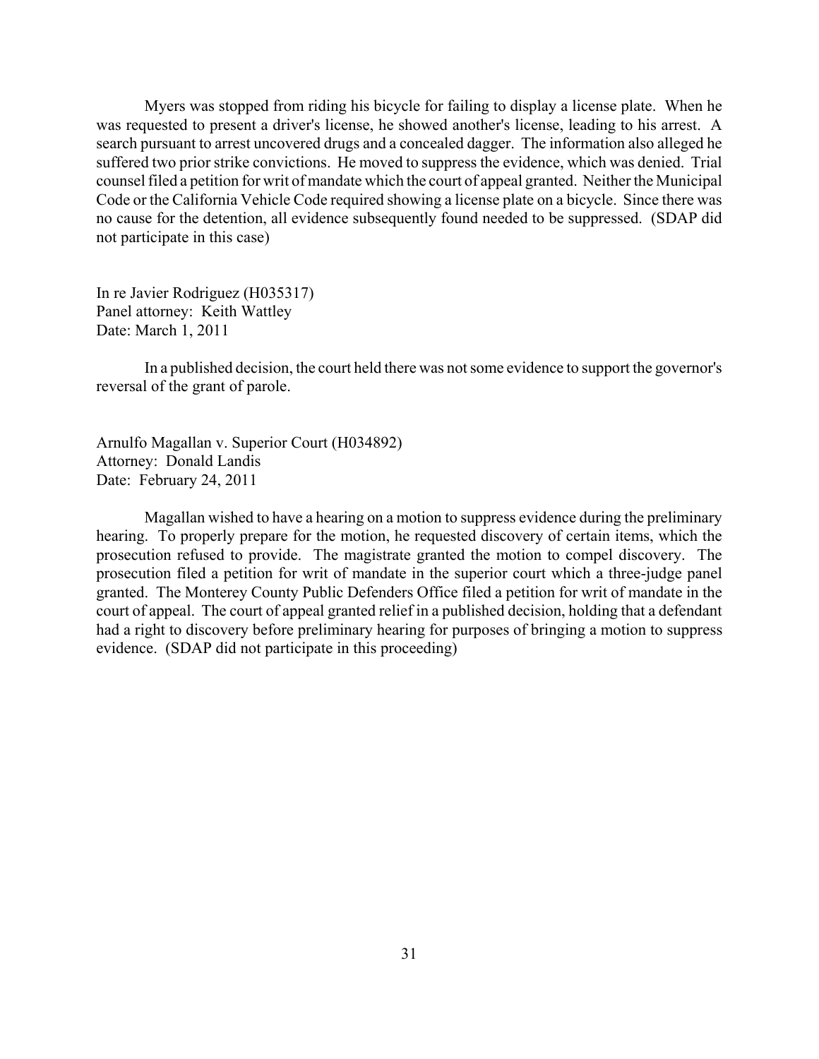Myers was stopped from riding his bicycle for failing to display a license plate. When he was requested to present a driver's license, he showed another's license, leading to his arrest. A search pursuant to arrest uncovered drugs and a concealed dagger. The information also alleged he suffered two prior strike convictions. He moved to suppress the evidence, which was denied. Trial counsel filed a petition for writ of mandate which the court of appeal granted. Neither the Municipal Code or the California Vehicle Code required showing a license plate on a bicycle. Since there was no cause for the detention, all evidence subsequently found needed to be suppressed. (SDAP did not participate in this case)

In re Javier Rodriguez (H035317)
Panel attorney: Keith Wattley
Date: March 1, 2011

In a published decision, the court held there was not some evidence to support the governor's reversal of the grant of parole.

Arnulfo Magallan v. Superior Court (H034892)
Attorney: Donald Landis
Date: February 24, 2011

Magallan wished to have a hearing on a motion to suppress evidence during the preliminary hearing. To properly prepare for the motion, he requested discovery of certain items, which the prosecution refused to provide. The magistrate granted the motion to compel discovery. The prosecution filed a petition for writ of mandate in the superior court which a three-judge panel granted. The Monterey County Public Defenders Office filed a petition for writ of mandate in the court of appeal. The court of appeal granted relief in a published decision, holding that a defendant had a right to discovery before preliminary hearing for purposes of bringing a motion to suppress evidence. (SDAP did not participate in this proceeding)